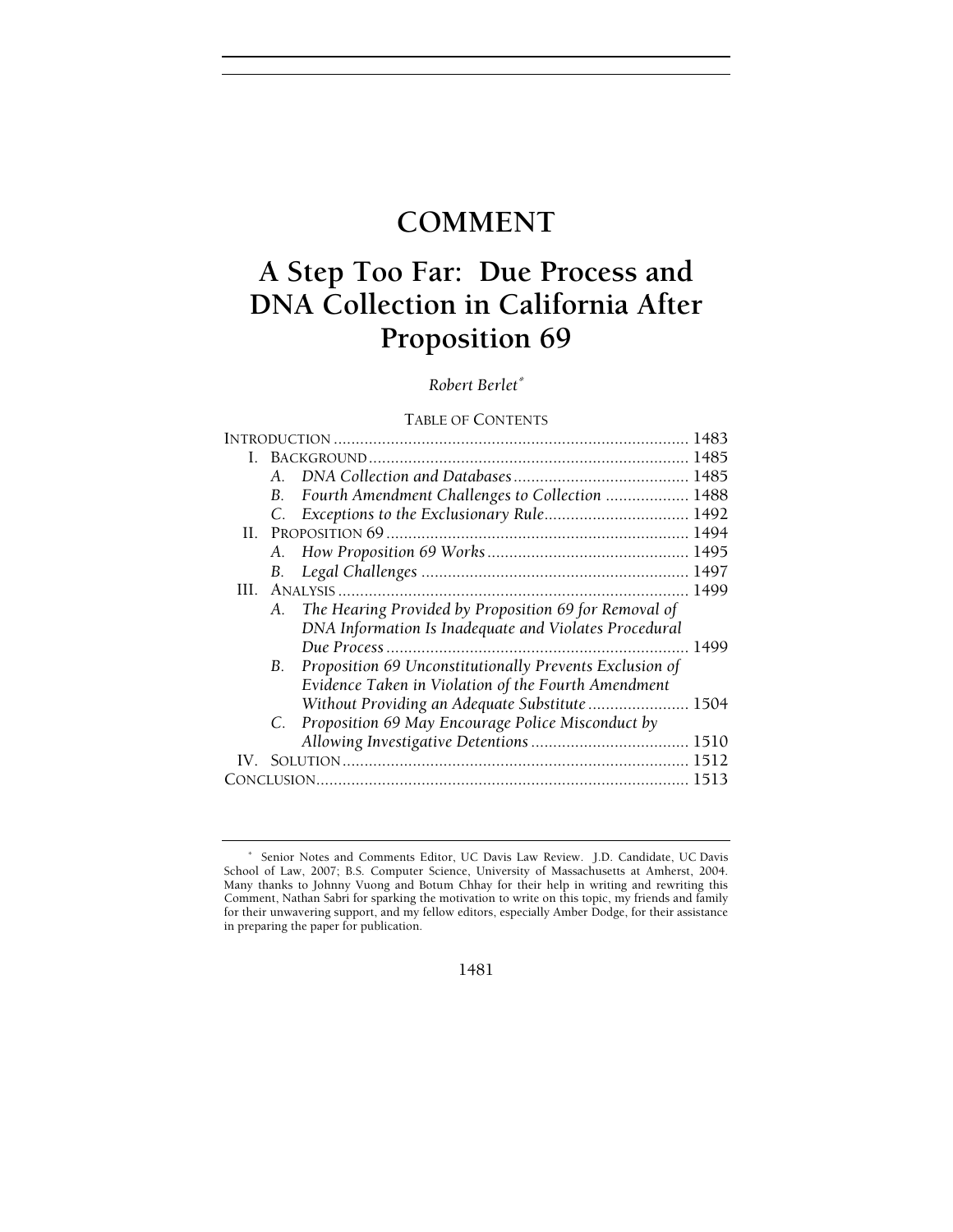# COMMENT

# A Step Too Far: Due Process and DNA Collection in California After Proposition 69

*Robert Berlet*[*]

TABLE OF CONTENTS

INTRODUCTION ................................................................................ 1483
I. BACKGROUND ........................................................................ 1485
   A. *DNA Collection and Databases* ........................................ 1485
   B. *Fourth Amendment Challenges to Collection* ................... 1488
   C. *Exceptions to the Exclusionary Rule* ................................. 1492
II. PROPOSITION 69 ..................................................................... 1494
   A. *How Proposition 69 Works* .............................................. 1495
   B. *Legal Challenges* ............................................................. 1497
III. ANALYSIS ............................................................................... 1499
   A. *The Hearing Provided by Proposition 69 for Removal of DNA Information Is Inadequate and Violates Procedural Due Process* ..................................................................... 1499
   B. *Proposition 69 Unconstitutionally Prevents Exclusion of Evidence Taken in Violation of the Fourth Amendment Without Providing an Adequate Substitute* ....................... 1504
   C. *Proposition 69 May Encourage Police Misconduct by Allowing Investigative Detentions* .................................... 1510
IV. SOLUTION .............................................................................. 1512
CONCLUSION .................................................................................... 1513

---

[*] Senior Notes and Comments Editor, UC Davis Law Review. J.D. Candidate, UC Davis School of Law, 2007; B.S. Computer Science, University of Massachusetts at Amherst, 2004. Many thanks to Johnny Vuong and Botum Chhay for their help in writing and rewriting this Comment, Nathan Sabri for sparking the motivation to write on this topic, my friends and family for their unwavering support, and my fellow editors, especially Amber Dodge, for their assistance in preparing the paper for publication.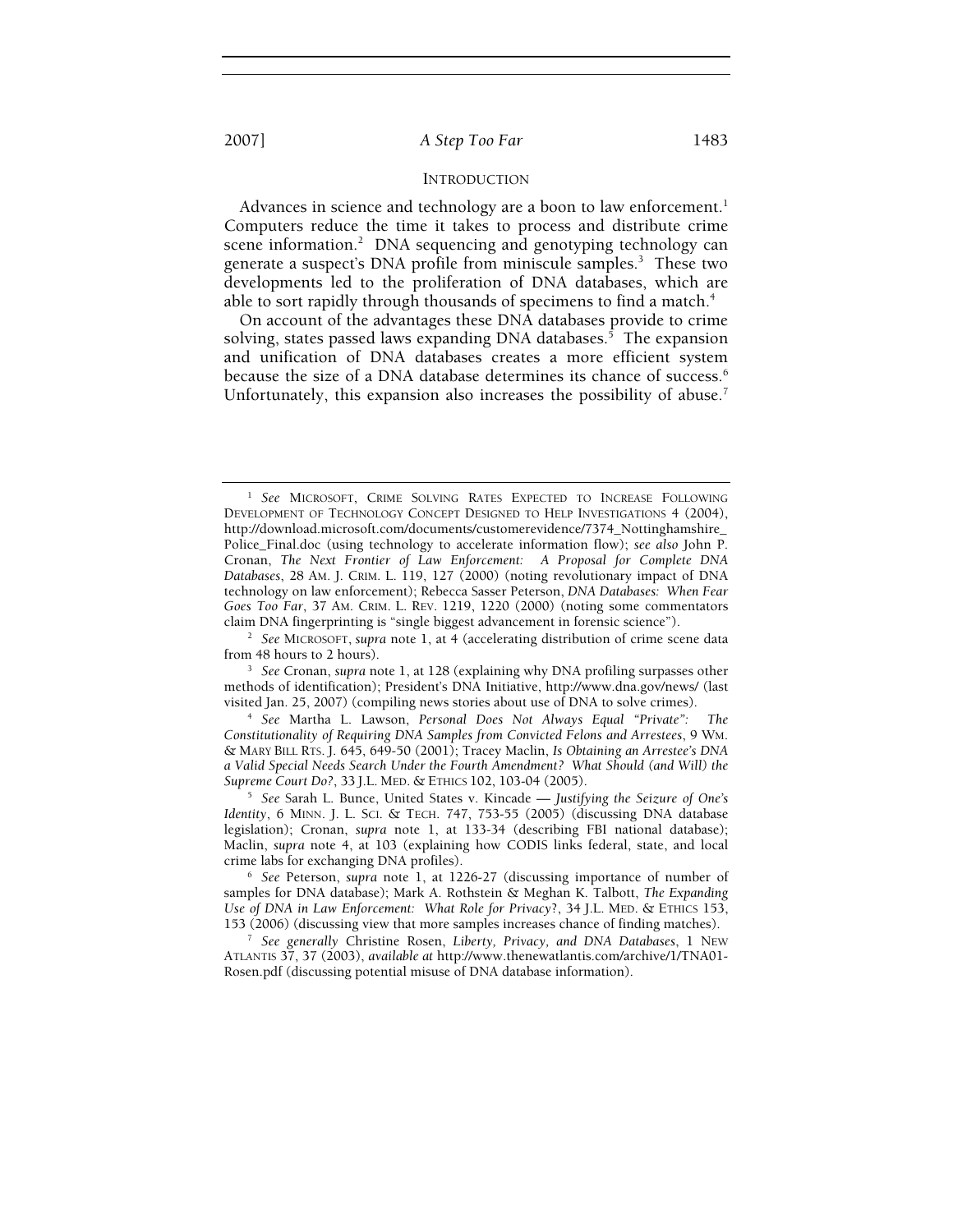## INTRODUCTION

Advances in science and technology are a boon to law enforcement.[1] Computers reduce the time it takes to process and distribute crime scene information.[2] DNA sequencing and genotyping technology can generate a suspect's DNA profile from miniscule samples.[3] These two developments led to the proliferation of DNA databases, which are able to sort rapidly through thousands of specimens to find a match.[4]

On account of the advantages these DNA databases provide to crime solving, states passed laws expanding DNA databases.[5] The expansion and unification of DNA databases creates a more efficient system because the size of a DNA database determines its chance of success.[6] Unfortunately, this expansion also increases the possibility of abuse.[7]

---

[1] *See* MICROSOFT, CRIME SOLVING RATES EXPECTED TO INCREASE FOLLOWING DEVELOPMENT OF TECHNOLOGY CONCEPT DESIGNED TO HELP INVESTIGATIONS 4 (2004), http://download.microsoft.com/documents/customerevidence/7374_Nottinghamshire_Police_Final.doc (using technology to accelerate information flow); *see also* John P. Cronan, *The Next Frontier of Law Enforcement: A Proposal for Complete DNA Databases*, 28 AM. J. CRIM. L. 119, 127 (2000) (noting revolutionary impact of DNA technology on law enforcement); Rebecca Sasser Peterson, *DNA Databases: When Fear Goes Too Far*, 37 AM. CRIM. L. REV. 1219, 1220 (2000) (noting some commentators claim DNA fingerprinting is "single biggest advancement in forensic science").

[2] *See* MICROSOFT, *supra* note 1, at 4 (accelerating distribution of crime scene data from 48 hours to 2 hours).

[3] *See* Cronan, *supra* note 1, at 128 (explaining why DNA profiling surpasses other methods of identification); President's DNA Initiative, http://www.dna.gov/news/ (last visited Jan. 25, 2007) (compiling news stories about use of DNA to solve crimes).

[4] *See* Martha L. Lawson, *Personal Does Not Always Equal "Private": The Constitutionality of Requiring DNA Samples from Convicted Felons and Arrestees*, 9 WM. & MARY BILL RTS. J. 645, 649-50 (2001); Tracey Maclin, *Is Obtaining an Arrestee's DNA a Valid Special Needs Search Under the Fourth Amendment? What Should (and Will) the Supreme Court Do?*, 33 J.L. MED. & ETHICS 102, 103-04 (2005).

[5] *See* Sarah L. Bunce, United States v. Kincade — *Justifying the Seizure of One's Identity*, 6 MINN. J. L. SCI. & TECH. 747, 753-55 (2005) (discussing DNA database legislation); Cronan, *supra* note 1, at 133-34 (describing FBI national database); Maclin, *supra* note 4, at 103 (explaining how CODIS links federal, state, and local crime labs for exchanging DNA profiles).

[6] *See* Peterson, *supra* note 1, at 1226-27 (discussing importance of number of samples for DNA database); Mark A. Rothstein & Meghan K. Talbott, *The Expanding Use of DNA in Law Enforcement: What Role for Privacy?*, 34 J.L. MED. & ETHICS 153, 153 (2006) (discussing view that more samples increases chance of finding matches).

[7] *See generally* Christine Rosen, *Liberty, Privacy, and DNA Databases*, 1 NEW ATLANTIS 37, 37 (2003), *available at* http://www.thenewatlantis.com/archive/1/TNA01-Rosen.pdf (discussing potential misuse of DNA database information).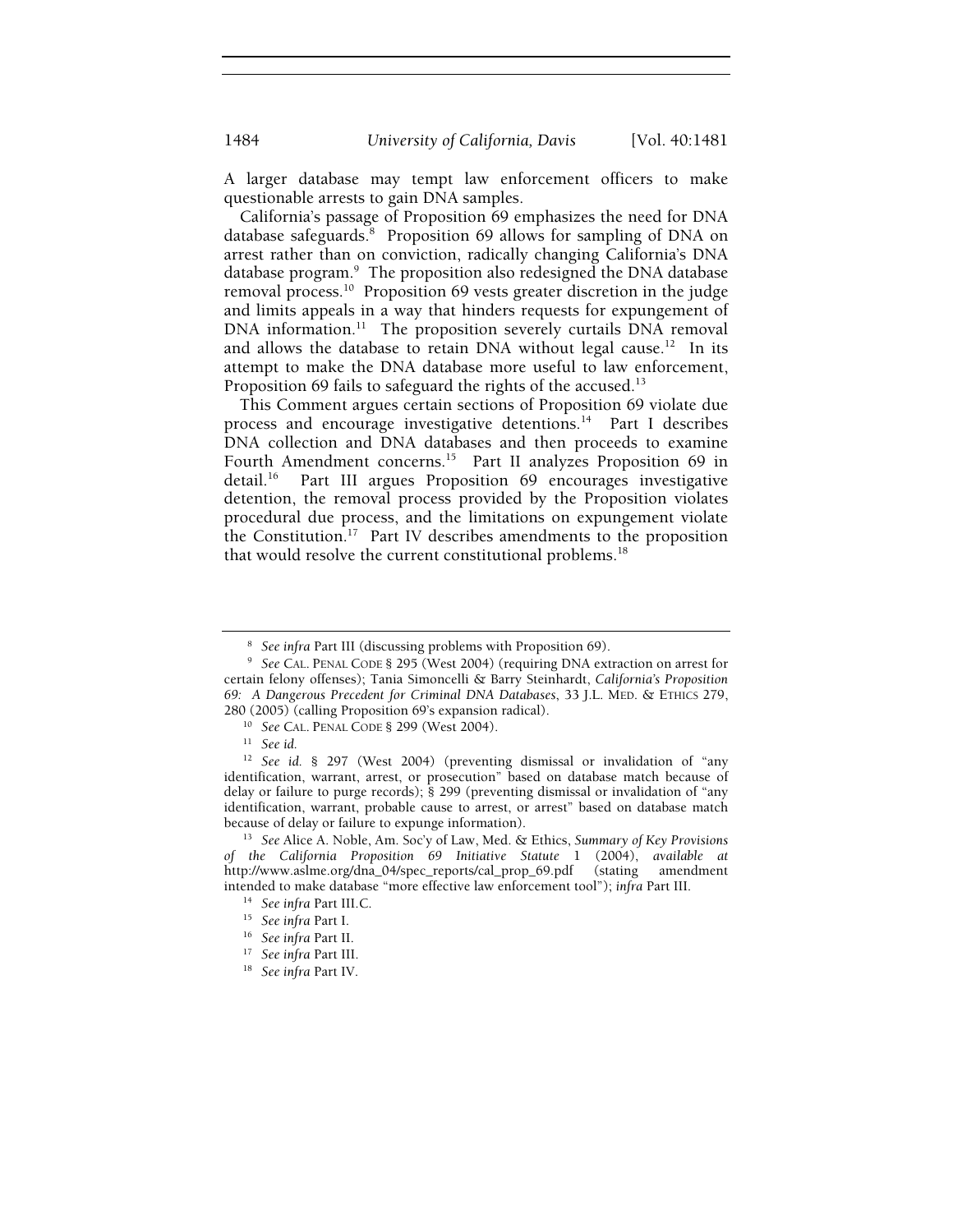A larger database may tempt law enforcement officers to make questionable arrests to gain DNA samples.

California's passage of Proposition 69 emphasizes the need for DNA database safeguards.[8] Proposition 69 allows for sampling of DNA on arrest rather than on conviction, radically changing California's DNA database program.[9] The proposition also redesigned the DNA database removal process.[10] Proposition 69 vests greater discretion in the judge and limits appeals in a way that hinders requests for expungement of DNA information.[11] The proposition severely curtails DNA removal and allows the database to retain DNA without legal cause.[12] In its attempt to make the DNA database more useful to law enforcement, Proposition 69 fails to safeguard the rights of the accused.[13]

This Comment argues certain sections of Proposition 69 violate due process and encourage investigative detentions.[14] Part I describes DNA collection and DNA databases and then proceeds to examine Fourth Amendment concerns.[15] Part II analyzes Proposition 69 in detail.[16] Part III argues Proposition 69 encourages investigative detention, the removal process provided by the Proposition violates procedural due process, and the limitations on expungement violate the Constitution.[17] Part IV describes amendments to the proposition that would resolve the current constitutional problems.[18]

---

[8] *See infra* Part III (discussing problems with Proposition 69).

[9] *See* CAL. PENAL CODE § 295 (West 2004) (requiring DNA extraction on arrest for certain felony offenses); Tania Simoncelli & Barry Steinhardt, *California's Proposition 69: A Dangerous Precedent for Criminal DNA Databases*, 33 J.L. MED. & ETHICS 279, 280 (2005) (calling Proposition 69's expansion radical).

[10] *See* CAL. PENAL CODE § 299 (West 2004).

[11] *See id.*

[12] *See id.* § 297 (West 2004) (preventing dismissal or invalidation of "any identification, warrant, arrest, or prosecution" based on database match because of delay or failure to purge records); § 299 (preventing dismissal or invalidation of "any identification, warrant, probable cause to arrest, or arrest" based on database match because of delay or failure to expunge information).

[13] *See* Alice A. Noble, Am. Soc'y of Law, Med. & Ethics, *Summary of Key Provisions of the California Proposition 69 Initiative Statute* 1 (2004), *available at* http://www.aslme.org/dna_04/spec_reports/cal_prop_69.pdf (stating amendment intended to make database "more effective law enforcement tool"); *infra* Part III.

[14] *See infra* Part III.C.

[15] *See infra* Part I.

[16] *See infra* Part II.

[17] *See infra* Part III.

[18] *See infra* Part IV.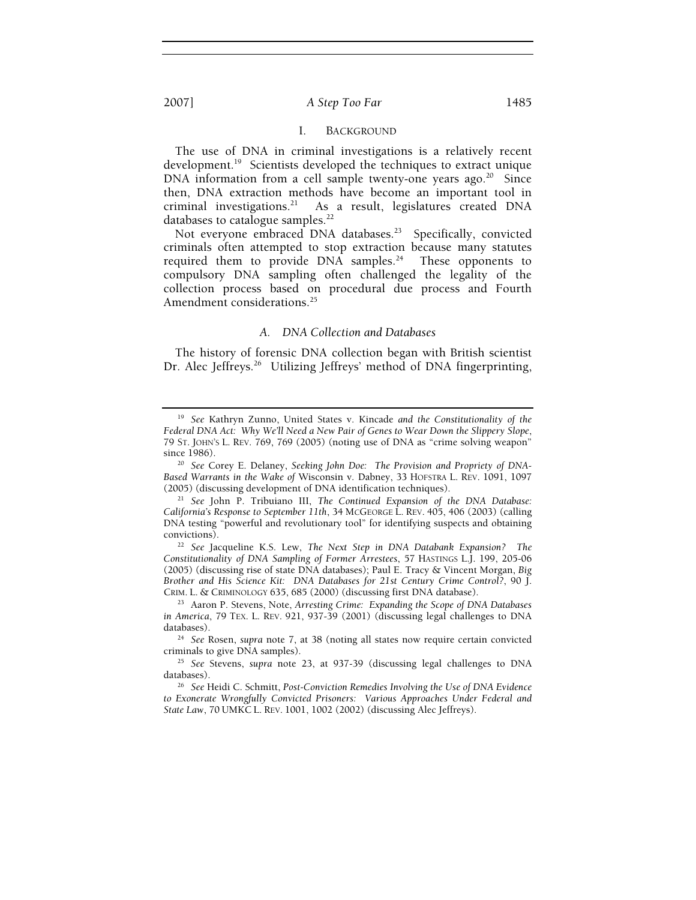## I. BACKGROUND

The use of DNA in criminal investigations is a relatively recent development.[19] Scientists developed the techniques to extract unique DNA information from a cell sample twenty-one years ago.[20] Since then, DNA extraction methods have become an important tool in criminal investigations.[21] As a result, legislatures created DNA databases to catalogue samples.[22]

Not everyone embraced DNA databases.[23] Specifically, convicted criminals often attempted to stop extraction because many statutes required them to provide DNA samples.[24] These opponents to compulsory DNA sampling often challenged the legality of the collection process based on procedural due process and Fourth Amendment considerations.[25]

### A. DNA Collection and Databases

The history of forensic DNA collection began with British scientist Dr. Alec Jeffreys.[26] Utilizing Jeffreys' method of DNA fingerprinting,

---

[19] *See* Kathryn Zunno, United States v. Kincade *and the Constitutionality of the Federal DNA Act: Why We'll Need a New Pair of Genes to Wear Down the Slippery Slope*, 79 ST. JOHN'S L. REV. 769, 769 (2005) (noting use of DNA as "crime solving weapon" since 1986).

[20] *See* Corey E. Delaney, *Seeking John Doe: The Provision and Propriety of DNA-Based Warrants in the Wake of* Wisconsin v. Dabney, 33 HOFSTRA L. REV. 1091, 1097 (2005) (discussing development of DNA identification techniques).

[21] *See* John P. Tribuiano III, *The Continued Expansion of the DNA Database: California's Response to September 11th*, 34 MCGEORGE L. REV. 405, 406 (2003) (calling DNA testing "powerful and revolutionary tool" for identifying suspects and obtaining convictions).

[22] *See* Jacqueline K.S. Lew, *The Next Step in DNA Databank Expansion? The Constitutionality of DNA Sampling of Former Arrestees*, 57 HASTINGS L.J. 199, 205-06 (2005) (discussing rise of state DNA databases); Paul E. Tracy & Vincent Morgan, *Big Brother and His Science Kit: DNA Databases for 21st Century Crime Control?*, 90 J. CRIM. L. & CRIMINOLOGY 635, 685 (2000) (discussing first DNA database).

[23] Aaron P. Stevens, Note, *Arresting Crime: Expanding the Scope of DNA Databases in America*, 79 TEX. L. REV. 921, 937-39 (2001) (discussing legal challenges to DNA databases).

[24] *See* Rosen, *supra* note 7, at 38 (noting all states now require certain convicted criminals to give DNA samples).

[25] *See* Stevens, *supra* note 23, at 937-39 (discussing legal challenges to DNA databases).

[26] *See* Heidi C. Schmitt, *Post-Conviction Remedies Involving the Use of DNA Evidence to Exonerate Wrongfully Convicted Prisoners: Various Approaches Under Federal and State Law*, 70 UMKC L. REV. 1001, 1002 (2002) (discussing Alec Jeffreys).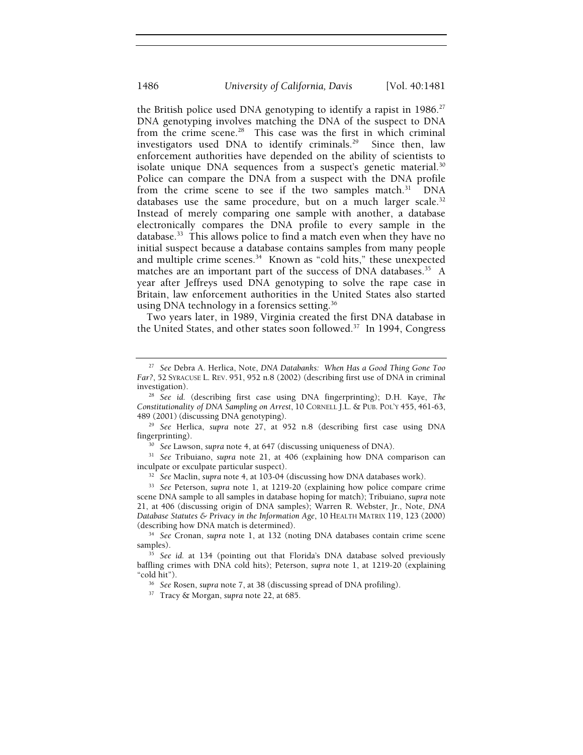the British police used DNA genotyping to identify a rapist in 1986.[27] DNA genotyping involves matching the DNA of the suspect to DNA from the crime scene.[28] This case was the first in which criminal investigators used DNA to identify criminals.[29] Since then, law enforcement authorities have depended on the ability of scientists to isolate unique DNA sequences from a suspect's genetic material.[30] Police can compare the DNA from a suspect with the DNA profile from the crime scene to see if the two samples match.[31] DNA databases use the same procedure, but on a much larger scale.[32] Instead of merely comparing one sample with another, a database electronically compares the DNA profile to every sample in the database.[33] This allows police to find a match even when they have no initial suspect because a database contains samples from many people and multiple crime scenes.[34] Known as "cold hits," these unexpected matches are an important part of the success of DNA databases.[35] A year after Jeffreys used DNA genotyping to solve the rape case in Britain, law enforcement authorities in the United States also started using DNA technology in a forensics setting.[36]

Two years later, in 1989, Virginia created the first DNA database in the United States, and other states soon followed.[37] In 1994, Congress

---

[27] *See* Debra A. Herlica, Note, *DNA Databanks: When Has a Good Thing Gone Too Far?*, 52 SYRACUSE L. REV. 951, 952 n.8 (2002) (describing first use of DNA in criminal investigation).

[28] *See id.* (describing first case using DNA fingerprinting); D.H. Kaye, *The Constitutionality of DNA Sampling on Arrest*, 10 CORNELL J.L. & PUB. POL'Y 455, 461-63, 489 (2001) (discussing DNA genotyping).

[29] *See* Herlica, *supra* note 27, at 952 n.8 (describing first case using DNA fingerprinting).

[30] *See* Lawson, *supra* note 4, at 647 (discussing uniqueness of DNA).

[31] *See* Tribuiano, *supra* note 21, at 406 (explaining how DNA comparison can inculpate or exculpate particular suspect).

[32] *See* Maclin, *supra* note 4, at 103-04 (discussing how DNA databases work).

[33] *See* Peterson, *supra* note 1, at 1219-20 (explaining how police compare crime scene DNA sample to all samples in database hoping for match); Tribuiano, *supra* note 21, at 406 (discussing origin of DNA samples); Warren R. Webster, Jr., Note, *DNA Database Statutes & Privacy in the Information Age*, 10 HEALTH MATRIX 119, 123 (2000) (describing how DNA match is determined).

[34] *See* Cronan, *supra* note 1, at 132 (noting DNA databases contain crime scene samples).

[35] *See id.* at 134 (pointing out that Florida's DNA database solved previously baffling crimes with DNA cold hits); Peterson, *supra* note 1, at 1219-20 (explaining "cold hit").

[36] *See* Rosen, *supra* note 7, at 38 (discussing spread of DNA profiling).

[37] Tracy & Morgan, *supra* note 22, at 685.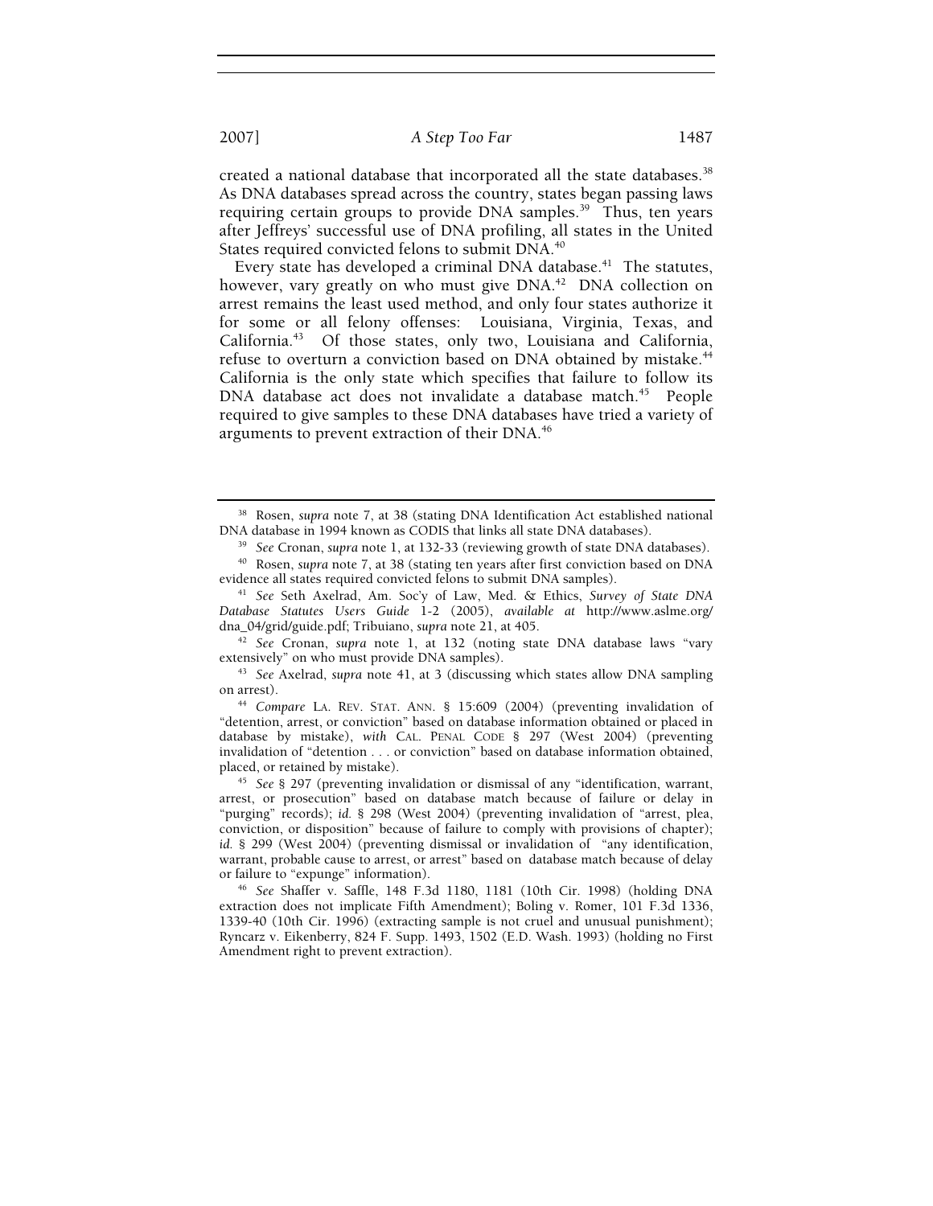created a national database that incorporated all the state databases.[38] As DNA databases spread across the country, states began passing laws requiring certain groups to provide DNA samples.[39] Thus, ten years after Jeffreys' successful use of DNA profiling, all states in the United States required convicted felons to submit DNA.[40]

Every state has developed a criminal DNA database.[41] The statutes, however, vary greatly on who must give DNA.[42] DNA collection on arrest remains the least used method, and only four states authorize it for some or all felony offenses: Louisiana, Virginia, Texas, and California.[43] Of those states, only two, Louisiana and California, refuse to overturn a conviction based on DNA obtained by mistake.[44] California is the only state which specifies that failure to follow its DNA database act does not invalidate a database match.[45] People required to give samples to these DNA databases have tried a variety of arguments to prevent extraction of their DNA.[46]

---

[38] Rosen, *supra* note 7, at 38 (stating DNA Identification Act established national DNA database in 1994 known as CODIS that links all state DNA databases).

[39] *See* Cronan, *supra* note 1, at 132-33 (reviewing growth of state DNA databases).

[40] Rosen, *supra* note 7, at 38 (stating ten years after first conviction based on DNA evidence all states required convicted felons to submit DNA samples).

[41] *See* Seth Axelrad, Am. Soc'y of Law, Med. & Ethics, *Survey of State DNA Database Statutes Users Guide* 1-2 (2005), *available at* http://www.aslme.org/dna_04/grid/guide.pdf; Tribuiano, *supra* note 21, at 405.

[42] *See* Cronan, *supra* note 1, at 132 (noting state DNA database laws "vary extensively" on who must provide DNA samples).

[43] *See* Axelrad, *supra* note 41, at 3 (discussing which states allow DNA sampling on arrest).

[44] *Compare* LA. REV. STAT. ANN. § 15:609 (2004) (preventing invalidation of "detention, arrest, or conviction" based on database information obtained or placed in database by mistake), *with* CAL. PENAL CODE § 297 (West 2004) (preventing invalidation of "detention . . . or conviction" based on database information obtained, placed, or retained by mistake).

[45] *See* § 297 (preventing invalidation or dismissal of any "identification, warrant, arrest, or prosecution" based on database match because of failure or delay in "purging" records); *id.* § 298 (West 2004) (preventing invalidation of "arrest, plea, conviction, or disposition" because of failure to comply with provisions of chapter); *id.* § 299 (West 2004) (preventing dismissal or invalidation of "any identification, warrant, probable cause to arrest, or arrest" based on database match because of delay or failure to "expunge" information).

[46] *See* Shaffer v. Saffle, 148 F.3d 1180, 1181 (10th Cir. 1998) (holding DNA extraction does not implicate Fifth Amendment); Boling v. Romer, 101 F.3d 1336, 1339-40 (10th Cir. 1996) (extracting sample is not cruel and unusual punishment); Ryncarz v. Eikenberry, 824 F. Supp. 1493, 1502 (E.D. Wash. 1993) (holding no First Amendment right to prevent extraction).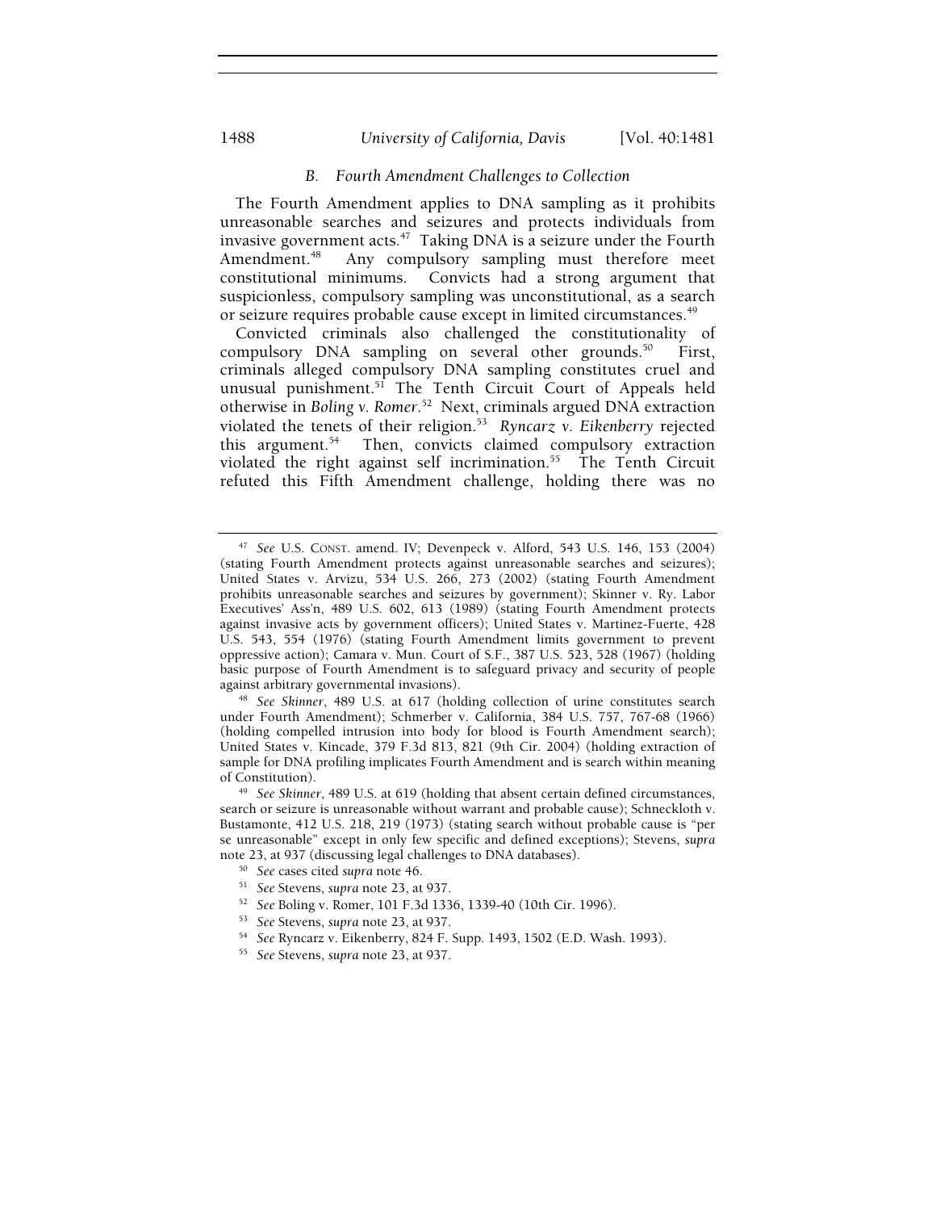### B. Fourth Amendment Challenges to Collection

The Fourth Amendment applies to DNA sampling as it prohibits unreasonable searches and seizures and protects individuals from invasive government acts.[47] Taking DNA is a seizure under the Fourth Amendment.[48] Any compulsory sampling must therefore meet constitutional minimums. Convicts had a strong argument that suspicionless, compulsory sampling was unconstitutional, as a search or seizure requires probable cause except in limited circumstances.[49]

Convicted criminals also challenged the constitutionality of compulsory DNA sampling on several other grounds.[50] First, criminals alleged compulsory DNA sampling constitutes cruel and unusual punishment.[51] The Tenth Circuit Court of Appeals held otherwise in *Boling v. Romer*.[52] Next, criminals argued DNA extraction violated the tenets of their religion.[53] *Ryncarz v. Eikenberry* rejected this argument.[54] Then, convicts claimed compulsory extraction violated the right against self incrimination.[55] The Tenth Circuit refuted this Fifth Amendment challenge, holding there was no

---

[47] *See* U.S. CONST. amend. IV; Devenpeck v. Alford, 543 U.S. 146, 153 (2004) (stating Fourth Amendment protects against unreasonable searches and seizures); United States v. Arvizu, 534 U.S. 266, 273 (2002) (stating Fourth Amendment prohibits unreasonable searches and seizures by government); Skinner v. Ry. Labor Executives' Ass'n, 489 U.S. 602, 613 (1989) (stating Fourth Amendment protects against invasive acts by government officers); United States v. Martinez-Fuerte, 428 U.S. 543, 554 (1976) (stating Fourth Amendment limits government to prevent oppressive action); Camara v. Mun. Court of S.F., 387 U.S. 523, 528 (1967) (holding basic purpose of Fourth Amendment is to safeguard privacy and security of people against arbitrary governmental invasions).

[48] *See Skinner*, 489 U.S. at 617 (holding collection of urine constitutes search under Fourth Amendment); Schmerber v. California, 384 U.S. 757, 767-68 (1966) (holding compelled intrusion into body for blood is Fourth Amendment search); United States v. Kincade, 379 F.3d 813, 821 (9th Cir. 2004) (holding extraction of sample for DNA profiling implicates Fourth Amendment and is search within meaning of Constitution).

[49] *See Skinner*, 489 U.S. at 619 (holding that absent certain defined circumstances, search or seizure is unreasonable without warrant and probable cause); Schneckloth v. Bustamonte, 412 U.S. 218, 219 (1973) (stating search without probable cause is "per se unreasonable" except in only few specific and defined exceptions); Stevens, *supra* note 23, at 937 (discussing legal challenges to DNA databases).

[50] *See* cases cited *supra* note 46.

[51] *See* Stevens, *supra* note 23, at 937.

[52] *See* Boling v. Romer, 101 F.3d 1336, 1339-40 (10th Cir. 1996).

[53] *See* Stevens, *supra* note 23, at 937.

[54] *See* Ryncarz v. Eikenberry, 824 F. Supp. 1493, 1502 (E.D. Wash. 1993).

[55] *See* Stevens, *supra* note 23, at 937.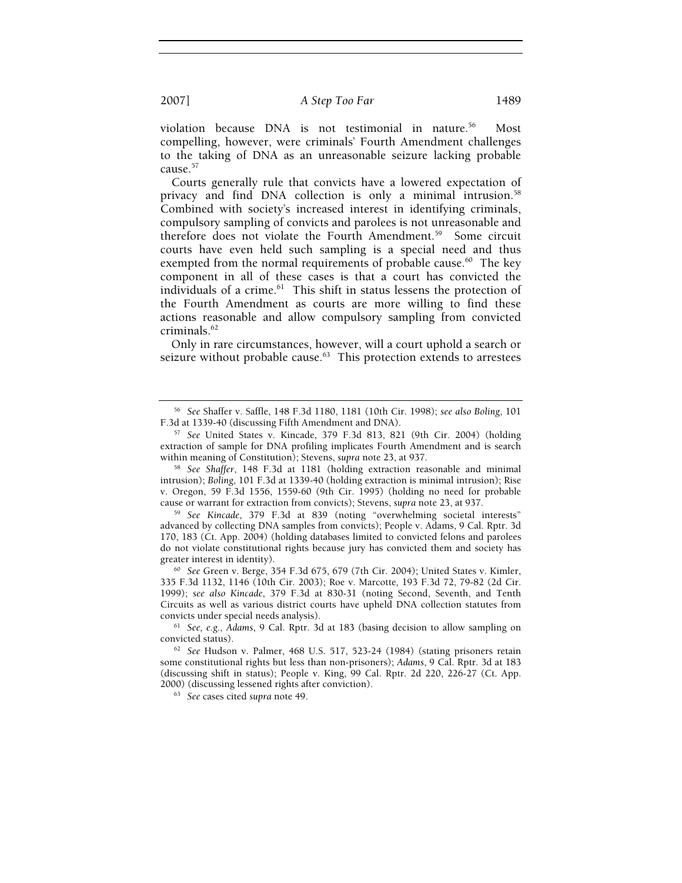violation because DNA is not testimonial in nature.[56] Most compelling, however, were criminals' Fourth Amendment challenges to the taking of DNA as an unreasonable seizure lacking probable cause.[57]

Courts generally rule that convicts have a lowered expectation of privacy and find DNA collection is only a minimal intrusion.[58] Combined with society's increased interest in identifying criminals, compulsory sampling of convicts and parolees is not unreasonable and therefore does not violate the Fourth Amendment.[59] Some circuit courts have even held such sampling is a special need and thus exempted from the normal requirements of probable cause.[60] The key component in all of these cases is that a court has convicted the individuals of a crime.[61] This shift in status lessens the protection of the Fourth Amendment as courts are more willing to find these actions reasonable and allow compulsory sampling from convicted criminals.[62]

Only in rare circumstances, however, will a court uphold a search or seizure without probable cause.[63] This protection extends to arrestees

---

[56] *See* Shaffer v. Saffle, 148 F.3d 1180, 1181 (10th Cir. 1998); *see also Boling*, 101 F.3d at 1339-40 (discussing Fifth Amendment and DNA).

[57] *See* United States v. Kincade, 379 F.3d 813, 821 (9th Cir. 2004) (holding extraction of sample for DNA profiling implicates Fourth Amendment and is search within meaning of Constitution); Stevens, *supra* note 23, at 937.

[58] *See Shaffer*, 148 F.3d at 1181 (holding extraction reasonable and minimal intrusion); *Boling*, 101 F.3d at 1339-40 (holding extraction is minimal intrusion); Rise v. Oregon, 59 F.3d 1556, 1559-60 (9th Cir. 1995) (holding no need for probable cause or warrant for extraction from convicts); Stevens, *supra* note 23, at 937.

[59] *See Kincade*, 379 F.3d at 839 (noting "overwhelming societal interests" advanced by collecting DNA samples from convicts); People v. Adams, 9 Cal. Rptr. 3d 170, 183 (Ct. App. 2004) (holding databases limited to convicted felons and parolees do not violate constitutional rights because jury has convicted them and society has greater interest in identity).

[60] *See* Green v. Berge, 354 F.3d 675, 679 (7th Cir. 2004); United States v. Kimler, 335 F.3d 1132, 1146 (10th Cir. 2003); Roe v. Marcotte, 193 F.3d 72, 79-82 (2d Cir. 1999); *see also Kincade*, 379 F.3d at 830-31 (noting Second, Seventh, and Tenth Circuits as well as various district courts have upheld DNA collection statutes from convicts under special needs analysis).

[61] *See, e.g.*, *Adams*, 9 Cal. Rptr. 3d at 183 (basing decision to allow sampling on convicted status).

[62] *See* Hudson v. Palmer, 468 U.S. 517, 523-24 (1984) (stating prisoners retain some constitutional rights but less than non-prisoners); *Adams*, 9 Cal. Rptr. 3d at 183 (discussing shift in status); People v. King, 99 Cal. Rptr. 2d 220, 226-27 (Ct. App. 2000) (discussing lessened rights after conviction).

[63] *See* cases cited *supra* note 49.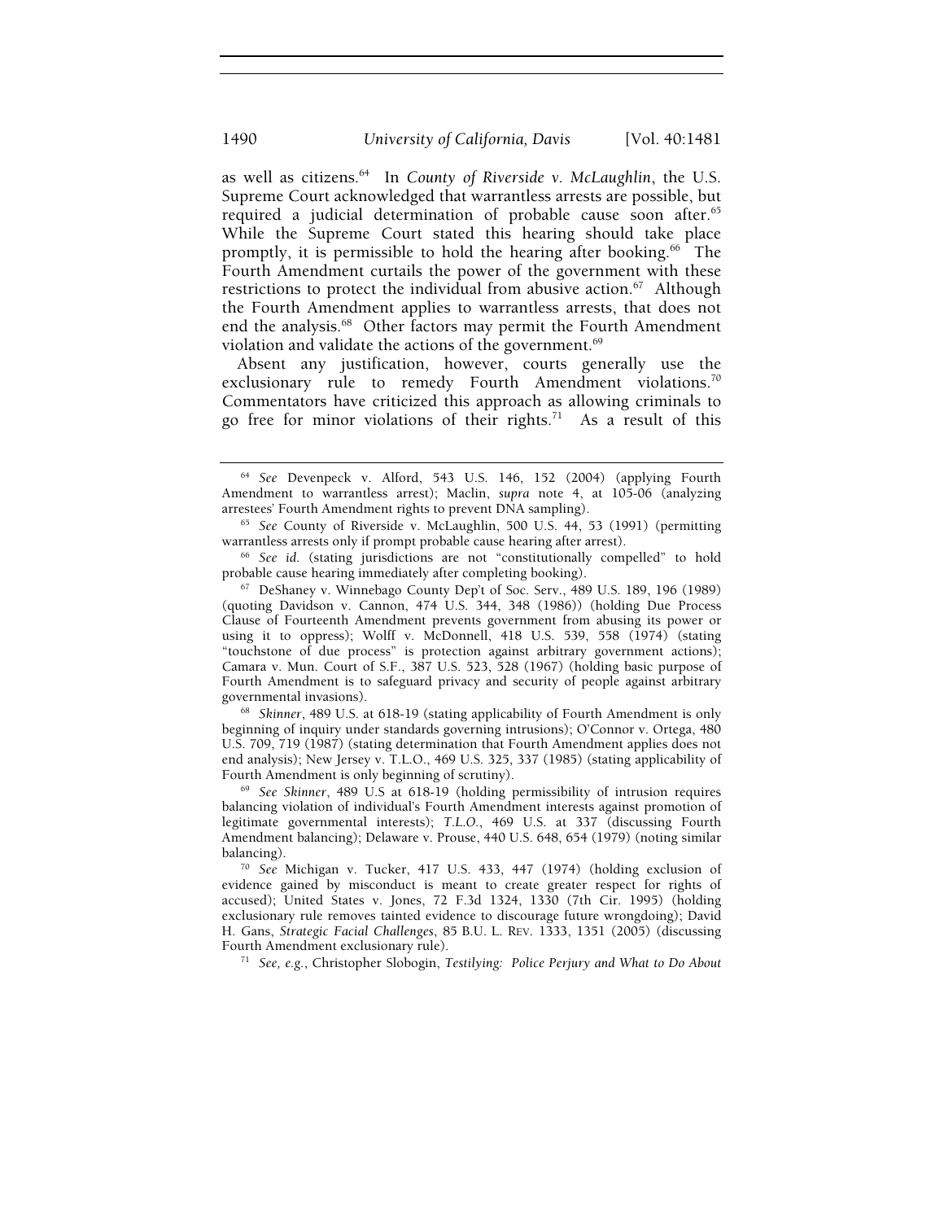as well as citizens.[64] In *County of Riverside v. McLaughlin*, the U.S. Supreme Court acknowledged that warrantless arrests are possible, but required a judicial determination of probable cause soon after.[65] While the Supreme Court stated this hearing should take place promptly, it is permissible to hold the hearing after booking.[66] The Fourth Amendment curtails the power of the government with these restrictions to protect the individual from abusive action.[67] Although the Fourth Amendment applies to warrantless arrests, that does not end the analysis.[68] Other factors may permit the Fourth Amendment violation and validate the actions of the government.[69]

Absent any justification, however, courts generally use the exclusionary rule to remedy Fourth Amendment violations.[70] Commentators have criticized this approach as allowing criminals to go free for minor violations of their rights.[71] As a result of this

---

[64] *See* Devenpeck v. Alford, 543 U.S. 146, 152 (2004) (applying Fourth Amendment to warrantless arrest); Maclin, *supra* note 4, at 105-06 (analyzing arrestees' Fourth Amendment rights to prevent DNA sampling).

[65] *See* County of Riverside v. McLaughlin, 500 U.S. 44, 53 (1991) (permitting warrantless arrests only if prompt probable cause hearing after arrest).

[66] *See id.* (stating jurisdictions are not "constitutionally compelled" to hold probable cause hearing immediately after completing booking).

[67] DeShaney v. Winnebago County Dep't of Soc. Serv., 489 U.S. 189, 196 (1989) (quoting Davidson v. Cannon, 474 U.S. 344, 348 (1986)) (holding Due Process Clause of Fourteenth Amendment prevents government from abusing its power or using it to oppress); Wolff v. McDonnell, 418 U.S. 539, 558 (1974) (stating "touchstone of due process" is protection against arbitrary government actions); Camara v. Mun. Court of S.F., 387 U.S. 523, 528 (1967) (holding basic purpose of Fourth Amendment is to safeguard privacy and security of people against arbitrary governmental invasions).

[68] *Skinner*, 489 U.S. at 618-19 (stating applicability of Fourth Amendment is only beginning of inquiry under standards governing intrusions); O'Connor v. Ortega, 480 U.S. 709, 719 (1987) (stating determination that Fourth Amendment applies does not end analysis); New Jersey v. T.L.O., 469 U.S. 325, 337 (1985) (stating applicability of Fourth Amendment is only beginning of scrutiny).

[69] *See Skinner*, 489 U.S at 618-19 (holding permissibility of intrusion requires balancing violation of individual's Fourth Amendment interests against promotion of legitimate governmental interests); *T.L.O.*, 469 U.S. at 337 (discussing Fourth Amendment balancing); Delaware v. Prouse, 440 U.S. 648, 654 (1979) (noting similar balancing).

[70] *See* Michigan v. Tucker, 417 U.S. 433, 447 (1974) (holding exclusion of evidence gained by misconduct is meant to create greater respect for rights of accused); United States v. Jones, 72 F.3d 1324, 1330 (7th Cir. 1995) (holding exclusionary rule removes tainted evidence to discourage future wrongdoing); David H. Gans, *Strategic Facial Challenges*, 85 B.U. L. REV. 1333, 1351 (2005) (discussing Fourth Amendment exclusionary rule).

[71] *See, e.g.*, Christopher Slobogin, *Testilying: Police Perjury and What to Do About*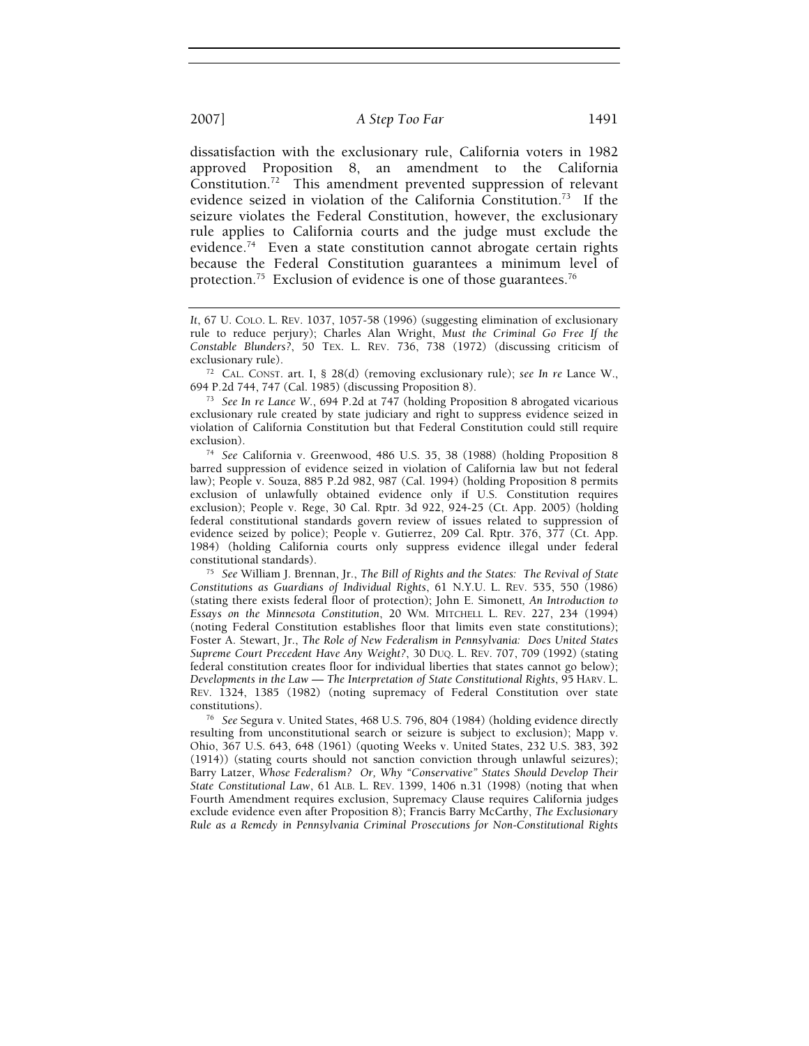dissatisfaction with the exclusionary rule, California voters in 1982 approved Proposition 8, an amendment to the California Constitution.[72] This amendment prevented suppression of relevant evidence seized in violation of the California Constitution.[73] If the seizure violates the Federal Constitution, however, the exclusionary rule applies to California courts and the judge must exclude the evidence.[74] Even a state constitution cannot abrogate certain rights because the Federal Constitution guarantees a minimum level of protection.[75] Exclusion of evidence is one of those guarantees.[76]

---

*It*, 67 U. COLO. L. REV. 1037, 1057-58 (1996) (suggesting elimination of exclusionary rule to reduce perjury); Charles Alan Wright, *Must the Criminal Go Free If the Constable Blunders?*, 50 TEX. L. REV. 736, 738 (1972) (discussing criticism of exclusionary rule).

[72] CAL. CONST. art. I, § 28(d) (removing exclusionary rule); *see In re* Lance W., 694 P.2d 744, 747 (Cal. 1985) (discussing Proposition 8).

[73] *See In re Lance W.*, 694 P.2d at 747 (holding Proposition 8 abrogated vicarious exclusionary rule created by state judiciary and right to suppress evidence seized in violation of California Constitution but that Federal Constitution could still require exclusion).

[74] *See* California v. Greenwood, 486 U.S. 35, 38 (1988) (holding Proposition 8 barred suppression of evidence seized in violation of California law but not federal law); People v. Souza, 885 P.2d 982, 987 (Cal. 1994) (holding Proposition 8 permits exclusion of unlawfully obtained evidence only if U.S. Constitution requires exclusion); People v. Rege, 30 Cal. Rptr. 3d 922, 924-25 (Ct. App. 2005) (holding federal constitutional standards govern review of issues related to suppression of evidence seized by police); People v. Gutierrez, 209 Cal. Rptr. 376, 377 (Ct. App. 1984) (holding California courts only suppress evidence illegal under federal constitutional standards).

[75] *See* William J. Brennan, Jr., *The Bill of Rights and the States: The Revival of State Constitutions as Guardians of Individual Rights*, 61 N.Y.U. L. REV. 535, 550 (1986) (stating there exists federal floor of protection); John E. Simonett*, An Introduction to Essays on the Minnesota Constitution*, 20 WM. MITCHELL L. REV. 227, 234 (1994) (noting Federal Constitution establishes floor that limits even state constitutions); Foster A. Stewart, Jr., *The Role of New Federalism in Pennsylvania: Does United States Supreme Court Precedent Have Any Weight?*, 30 DUQ. L. REV. 707, 709 (1992) (stating federal constitution creates floor for individual liberties that states cannot go below); *Developments in the Law — The Interpretation of State Constitutional Rights*, 95 HARV. L. REV. 1324, 1385 (1982) (noting supremacy of Federal Constitution over state constitutions).

[76] *See* Segura v. United States, 468 U.S. 796, 804 (1984) (holding evidence directly resulting from unconstitutional search or seizure is subject to exclusion); Mapp v. Ohio, 367 U.S. 643, 648 (1961) (quoting Weeks v. United States, 232 U.S. 383, 392 (1914)) (stating courts should not sanction conviction through unlawful seizures); Barry Latzer, *Whose Federalism? Or, Why "Conservative" States Should Develop Their State Constitutional Law*, 61 ALB. L. REV. 1399, 1406 n.31 (1998) (noting that when Fourth Amendment requires exclusion, Supremacy Clause requires California judges exclude evidence even after Proposition 8); Francis Barry McCarthy, *The Exclusionary Rule as a Remedy in Pennsylvania Criminal Prosecutions for Non-Constitutional Rights*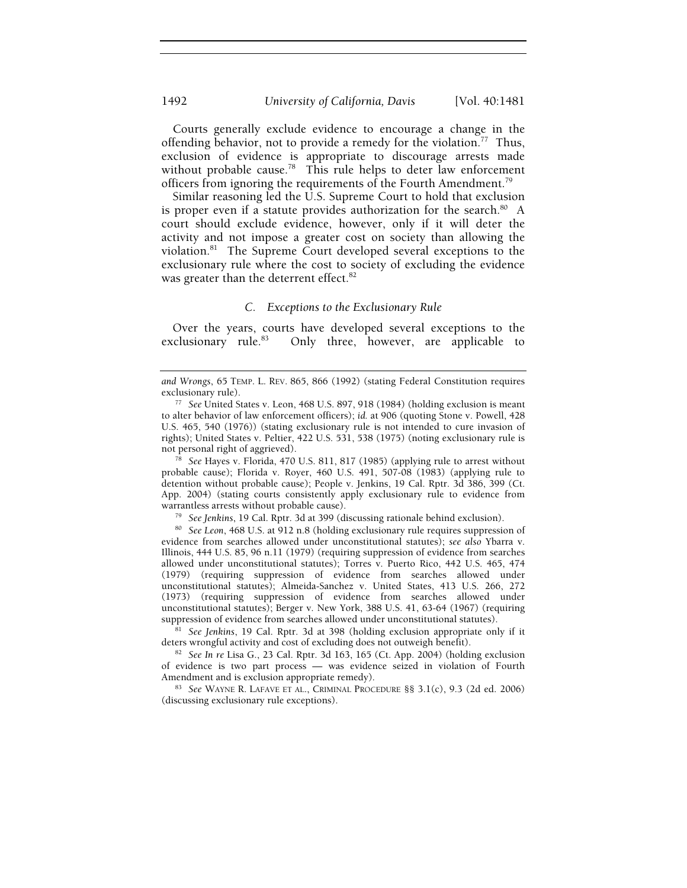Courts generally exclude evidence to encourage a change in the offending behavior, not to provide a remedy for the violation.[77] Thus, exclusion of evidence is appropriate to discourage arrests made without probable cause.[78] This rule helps to deter law enforcement officers from ignoring the requirements of the Fourth Amendment.[79]

Similar reasoning led the U.S. Supreme Court to hold that exclusion is proper even if a statute provides authorization for the search.[80] A court should exclude evidence, however, only if it will deter the activity and not impose a greater cost on society than allowing the violation.[81] The Supreme Court developed several exceptions to the exclusionary rule where the cost to society of excluding the evidence was greater than the deterrent effect.[82]

### *C. Exceptions to the Exclusionary Rule*

Over the years, courts have developed several exceptions to the exclusionary rule.[83] Only three, however, are applicable to

---

*and Wrongs*, 65 TEMP. L. REV. 865, 866 (1992) (stating Federal Constitution requires exclusionary rule).

[77] *See* United States v. Leon, 468 U.S. 897, 918 (1984) (holding exclusion is meant to alter behavior of law enforcement officers); *id.* at 906 (quoting Stone v. Powell, 428 U.S. 465, 540 (1976)) (stating exclusionary rule is not intended to cure invasion of rights); United States v. Peltier, 422 U.S. 531, 538 (1975) (noting exclusionary rule is not personal right of aggrieved).

[78] *See* Hayes v. Florida, 470 U.S. 811, 817 (1985) (applying rule to arrest without probable cause); Florida v. Royer, 460 U.S. 491, 507-08 (1983) (applying rule to detention without probable cause); People v. Jenkins, 19 Cal. Rptr. 3d 386, 399 (Ct. App. 2004) (stating courts consistently apply exclusionary rule to evidence from warrantless arrests without probable cause).

[79] *See Jenkins*, 19 Cal. Rptr. 3d at 399 (discussing rationale behind exclusion).

[80] *See Leon*, 468 U.S. at 912 n.8 (holding exclusionary rule requires suppression of evidence from searches allowed under unconstitutional statutes); *see also* Ybarra v. Illinois, 444 U.S. 85, 96 n.11 (1979) (requiring suppression of evidence from searches allowed under unconstitutional statutes); Torres v. Puerto Rico, 442 U.S. 465, 474 (1979) (requiring suppression of evidence from searches allowed under unconstitutional statutes); Almeida-Sanchez v. United States, 413 U.S. 266, 272 (1973) (requiring suppression of evidence from searches allowed under unconstitutional statutes); Berger v. New York, 388 U.S. 41, 63-64 (1967) (requiring suppression of evidence from searches allowed under unconstitutional statutes).

[81] *See Jenkins*, 19 Cal. Rptr. 3d at 398 (holding exclusion appropriate only if it deters wrongful activity and cost of excluding does not outweigh benefit).

[82] *See In re* Lisa G., 23 Cal. Rptr. 3d 163, 165 (Ct. App. 2004) (holding exclusion of evidence is two part process — was evidence seized in violation of Fourth Amendment and is exclusion appropriate remedy).

[83] *See* WAYNE R. LAFAVE ET AL., CRIMINAL PROCEDURE §§ 3.1(c), 9.3 (2d ed. 2006) (discussing exclusionary rule exceptions).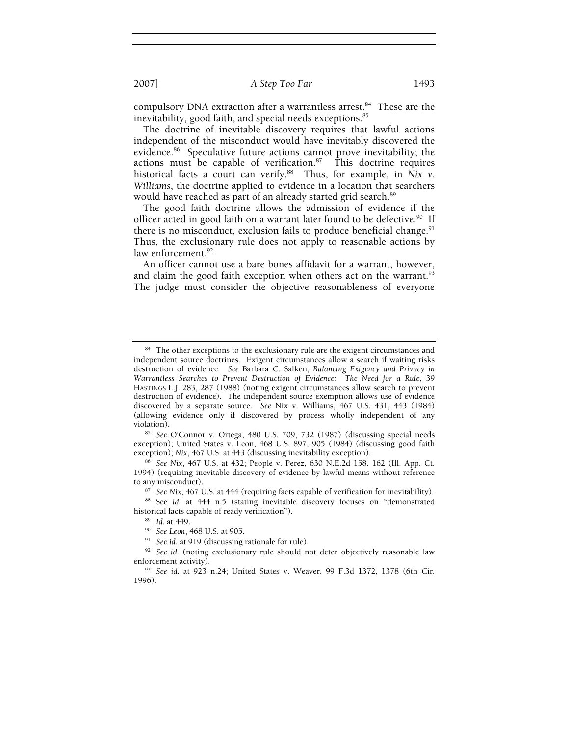compulsory DNA extraction after a warrantless arrest.[84] These are the inevitability, good faith, and special needs exceptions.[85]

The doctrine of inevitable discovery requires that lawful actions independent of the misconduct would have inevitably discovered the evidence.[86] Speculative future actions cannot prove inevitability; the actions must be capable of verification.[87] This doctrine requires historical facts a court can verify.[88] Thus, for example, in *Nix v. Williams*, the doctrine applied to evidence in a location that searchers would have reached as part of an already started grid search.[89]

The good faith doctrine allows the admission of evidence if the officer acted in good faith on a warrant later found to be defective.[90] If there is no misconduct, exclusion fails to produce beneficial change.[91] Thus, the exclusionary rule does not apply to reasonable actions by law enforcement.[92]

An officer cannot use a bare bones affidavit for a warrant, however, and claim the good faith exception when others act on the warrant.[93] The judge must consider the objective reasonableness of everyone

---

[84] The other exceptions to the exclusionary rule are the exigent circumstances and independent source doctrines. Exigent circumstances allow a search if waiting risks destruction of evidence. *See* Barbara C. Salken, *Balancing Exigency and Privacy in Warrantless Searches to Prevent Destruction of Evidence: The Need for a Rule*, 39 HASTINGS L.J. 283, 287 (1988) (noting exigent circumstances allow search to prevent destruction of evidence). The independent source exemption allows use of evidence discovered by a separate source. *See* Nix v. Williams, 467 U.S. 431, 443 (1984) (allowing evidence only if discovered by process wholly independent of any violation).

[85] *See* O'Connor v. Ortega, 480 U.S. 709, 732 (1987) (discussing special needs exception); United States v. Leon, 468 U.S. 897, 905 (1984) (discussing good faith exception); *Nix*, 467 U.S. at 443 (discussing inevitability exception).

[86] *See Nix*, 467 U.S. at 432; People v. Perez, 630 N.E.2d 158, 162 (Ill. App. Ct. 1994) (requiring inevitable discovery of evidence by lawful means without reference to any misconduct).

[87] *See Nix*, 467 U.S. at 444 (requiring facts capable of verification for inevitability).

[88] See *id.* at 444 n.5 (stating inevitable discovery focuses on "demonstrated historical facts capable of ready verification").

[89] *Id.* at 449.

[90] *See Leon*, 468 U.S. at 905.

[91] *See id.* at 919 (discussing rationale for rule).

[92] *See id.* (noting exclusionary rule should not deter objectively reasonable law enforcement activity).

[93] *See id.* at 923 n.24; United States v. Weaver, 99 F.3d 1372, 1378 (6th Cir. 1996).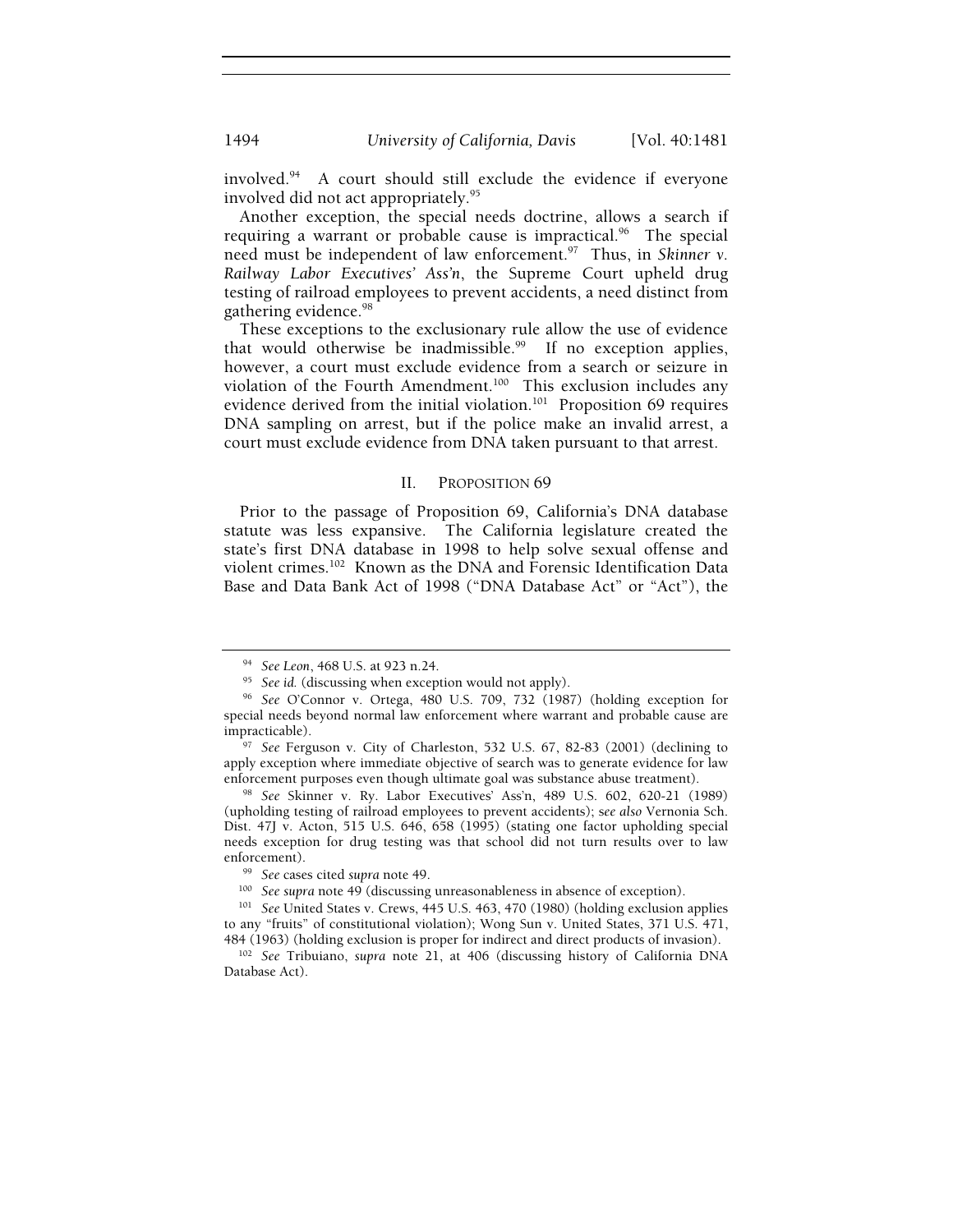involved.[94] A court should still exclude the evidence if everyone involved did not act appropriately.[95]

Another exception, the special needs doctrine, allows a search if requiring a warrant or probable cause is impractical.[96] The special need must be independent of law enforcement.[97] Thus, in *Skinner v. Railway Labor Executives' Ass'n*, the Supreme Court upheld drug testing of railroad employees to prevent accidents, a need distinct from gathering evidence.[98]

These exceptions to the exclusionary rule allow the use of evidence that would otherwise be inadmissible.[99] If no exception applies, however, a court must exclude evidence from a search or seizure in violation of the Fourth Amendment.[100] This exclusion includes any evidence derived from the initial violation.[101] Proposition 69 requires DNA sampling on arrest, but if the police make an invalid arrest, a court must exclude evidence from DNA taken pursuant to that arrest.

## II. PROPOSITION 69

Prior to the passage of Proposition 69, California's DNA database statute was less expansive. The California legislature created the state's first DNA database in 1998 to help solve sexual offense and violent crimes.[102] Known as the DNA and Forensic Identification Data Base and Data Bank Act of 1998 ("DNA Database Act" or "Act"), the

---

[94] *See Leon*, 468 U.S. at 923 n.24.

[95] *See id.* (discussing when exception would not apply).

[96] *See* O'Connor v. Ortega, 480 U.S. 709, 732 (1987) (holding exception for special needs beyond normal law enforcement where warrant and probable cause are impracticable).

[97] *See* Ferguson v. City of Charleston, 532 U.S. 67, 82-83 (2001) (declining to apply exception where immediate objective of search was to generate evidence for law enforcement purposes even though ultimate goal was substance abuse treatment).

[98] *See* Skinner v. Ry. Labor Executives' Ass'n, 489 U.S. 602, 620-21 (1989) (upholding testing of railroad employees to prevent accidents); *see also* Vernonia Sch. Dist. 47J v. Acton, 515 U.S. 646, 658 (1995) (stating one factor upholding special needs exception for drug testing was that school did not turn results over to law enforcement).

[99] *See* cases cited *supra* note 49.

[100] *See supra* note 49 (discussing unreasonableness in absence of exception).

[101] *See* United States v. Crews, 445 U.S. 463, 470 (1980) (holding exclusion applies to any "fruits" of constitutional violation); Wong Sun v. United States, 371 U.S. 471, 484 (1963) (holding exclusion is proper for indirect and direct products of invasion).

[102] *See* Tribuiano, *supra* note 21, at 406 (discussing history of California DNA Database Act).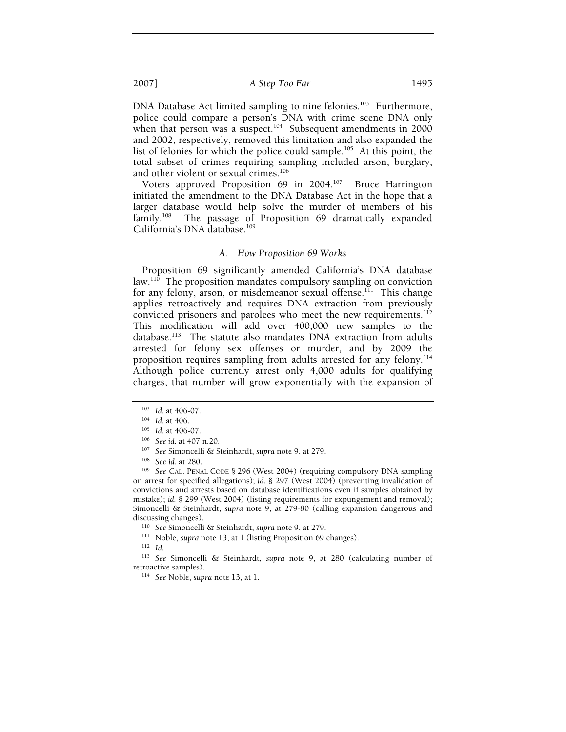DNA Database Act limited sampling to nine felonies.[103] Furthermore, police could compare a person's DNA with crime scene DNA only when that person was a suspect.[104] Subsequent amendments in 2000 and 2002, respectively, removed this limitation and also expanded the list of felonies for which the police could sample.[105] At this point, the total subset of crimes requiring sampling included arson, burglary, and other violent or sexual crimes.[106]

Voters approved Proposition 69 in 2004.[107] Bruce Harrington initiated the amendment to the DNA Database Act in the hope that a larger database would help solve the murder of members of his family.[108] The passage of Proposition 69 dramatically expanded California's DNA database.[109]

### *A. How Proposition 69 Works*

Proposition 69 significantly amended California's DNA database law.[110] The proposition mandates compulsory sampling on conviction for any felony, arson, or misdemeanor sexual offense.[111] This change applies retroactively and requires DNA extraction from previously convicted prisoners and parolees who meet the new requirements.[112] This modification will add over 400,000 new samples to the database.[113] The statute also mandates DNA extraction from adults arrested for felony sex offenses or murder, and by 2009 the proposition requires sampling from adults arrested for any felony.[114] Although police currently arrest only 4,000 adults for qualifying charges, that number will grow exponentially with the expansion of

---

[103] *Id.* at 406-07.

[104] *Id.* at 406.

[105] *Id.* at 406-07.

[106] *See id.* at 407 n.20.

[107] *See* Simoncelli & Steinhardt, *supra* note 9, at 279.

[108] *See id.* at 280.

[109] *See* CAL. PENAL CODE § 296 (West 2004) (requiring compulsory DNA sampling on arrest for specified allegations); *id.* § 297 (West 2004) (preventing invalidation of convictions and arrests based on database identifications even if samples obtained by mistake); *id.* § 299 (West 2004) (listing requirements for expungement and removal); Simoncelli & Steinhardt, *supra* note 9, at 279-80 (calling expansion dangerous and discussing changes).

[110] *See* Simoncelli & Steinhardt, *supra* note 9, at 279.

[111] Noble, *supra* note 13, at 1 (listing Proposition 69 changes).

[112] *Id.*

[113] *See* Simoncelli & Steinhardt, *supra* note 9, at 280 (calculating number of retroactive samples).

[114] *See* Noble, *supra* note 13, at 1.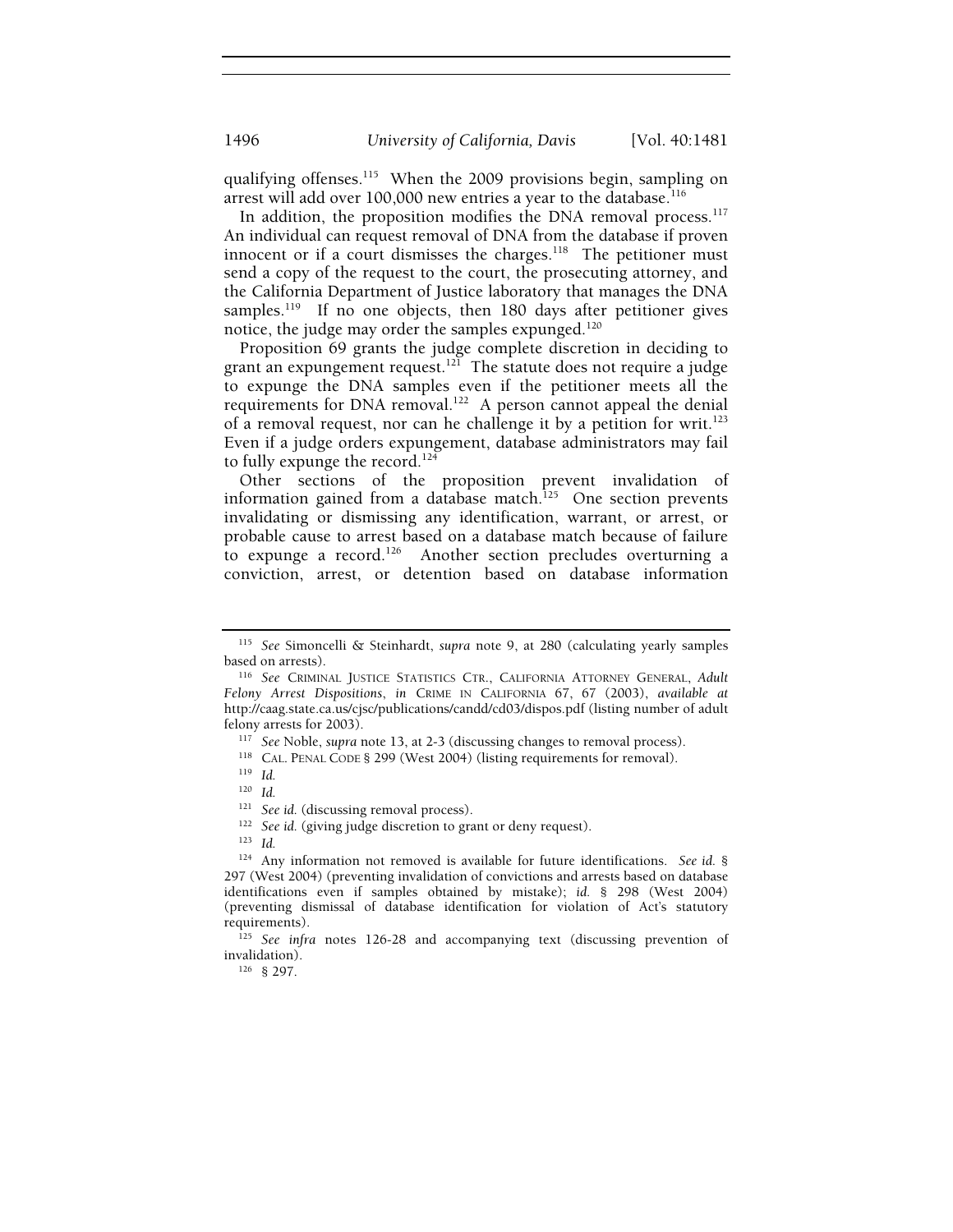qualifying offenses.[115] When the 2009 provisions begin, sampling on arrest will add over 100,000 new entries a year to the database.[116]

In addition, the proposition modifies the DNA removal process.[117] An individual can request removal of DNA from the database if proven innocent or if a court dismisses the charges.[118] The petitioner must send a copy of the request to the court, the prosecuting attorney, and the California Department of Justice laboratory that manages the DNA samples.[119] If no one objects, then 180 days after petitioner gives notice, the judge may order the samples expunged.[120]

Proposition 69 grants the judge complete discretion in deciding to grant an expungement request.[121] The statute does not require a judge to expunge the DNA samples even if the petitioner meets all the requirements for DNA removal.[122] A person cannot appeal the denial of a removal request, nor can he challenge it by a petition for writ.[123] Even if a judge orders expungement, database administrators may fail to fully expunge the record.[124]

Other sections of the proposition prevent invalidation of information gained from a database match.[125] One section prevents invalidating or dismissing any identification, warrant, or arrest, or probable cause to arrest based on a database match because of failure to expunge a record.[126] Another section precludes overturning a conviction, arrest, or detention based on database information

---

[115] *See* Simoncelli & Steinhardt, *supra* note 9, at 280 (calculating yearly samples based on arrests).

[116] *See* CRIMINAL JUSTICE STATISTICS CTR., CALIFORNIA ATTORNEY GENERAL, *Adult Felony Arrest Dispositions*, *in* CRIME IN CALIFORNIA 67, 67 (2003), *available at* http://caag.state.ca.us/cjsc/publications/candd/cd03/dispos.pdf (listing number of adult felony arrests for 2003).

[117] *See* Noble, *supra* note 13, at 2-3 (discussing changes to removal process).

[118] CAL. PENAL CODE § 299 (West 2004) (listing requirements for removal).

[119] *Id.*

[120] *Id.*

[121] *See id.* (discussing removal process).

[122] *See id.* (giving judge discretion to grant or deny request).

[123] *Id.*

[124] Any information not removed is available for future identifications. *See id.* § 297 (West 2004) (preventing invalidation of convictions and arrests based on database identifications even if samples obtained by mistake); *id.* § 298 (West 2004) (preventing dismissal of database identification for violation of Act's statutory requirements).

[125] *See infra* notes 126-28 and accompanying text (discussing prevention of invalidation).

[126] § 297.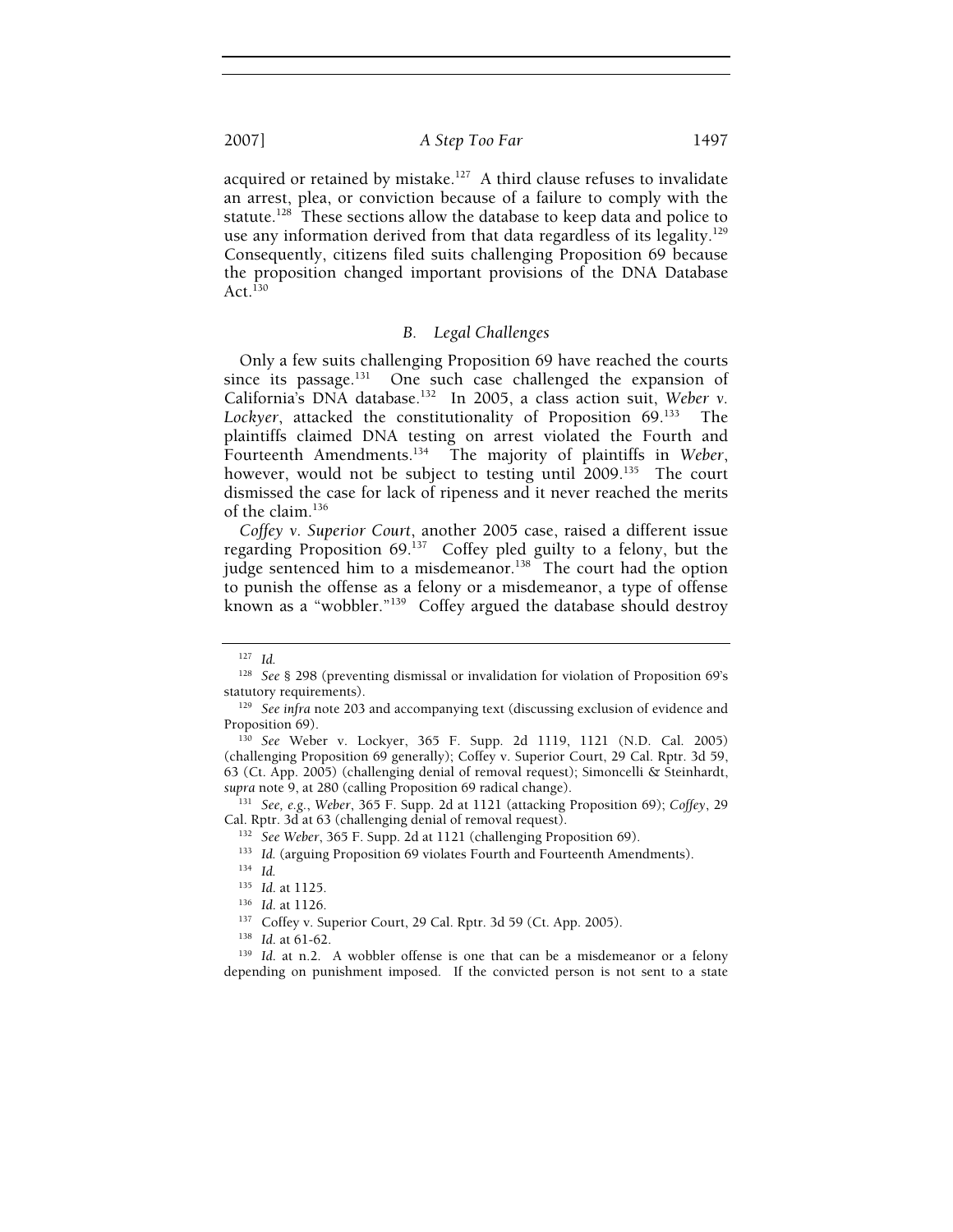acquired or retained by mistake.[127] A third clause refuses to invalidate an arrest, plea, or conviction because of a failure to comply with the statute.[128] These sections allow the database to keep data and police to use any information derived from that data regardless of its legality.[129] Consequently, citizens filed suits challenging Proposition 69 because the proposition changed important provisions of the DNA Database Act.[130]

### *B. Legal Challenges*

Only a few suits challenging Proposition 69 have reached the courts since its passage.[131] One such case challenged the expansion of California's DNA database.[132] In 2005, a class action suit, *Weber v. Lockyer*, attacked the constitutionality of Proposition 69.[133] The plaintiffs claimed DNA testing on arrest violated the Fourth and Fourteenth Amendments.[134] The majority of plaintiffs in *Weber*, however, would not be subject to testing until 2009.[135] The court dismissed the case for lack of ripeness and it never reached the merits of the claim.[136]

*Coffey v. Superior Court*, another 2005 case, raised a different issue regarding Proposition 69.[137] Coffey pled guilty to a felony, but the judge sentenced him to a misdemeanor.[138] The court had the option to punish the offense as a felony or a misdemeanor, a type of offense known as a "wobbler."[139] Coffey argued the database should destroy

---

[127] *Id.*

[128] *See* § 298 (preventing dismissal or invalidation for violation of Proposition 69's statutory requirements).

[129] *See infra* note 203 and accompanying text (discussing exclusion of evidence and Proposition 69).

[130] *See* Weber v. Lockyer, 365 F. Supp. 2d 1119, 1121 (N.D. Cal. 2005) (challenging Proposition 69 generally); Coffey v. Superior Court, 29 Cal. Rptr. 3d 59, 63 (Ct. App. 2005) (challenging denial of removal request); Simoncelli & Steinhardt, *supra* note 9, at 280 (calling Proposition 69 radical change).

[131] *See, e.g.*, *Weber*, 365 F. Supp. 2d at 1121 (attacking Proposition 69); *Coffey*, 29 Cal. Rptr. 3d at 63 (challenging denial of removal request).

[132] *See Weber*, 365 F. Supp. 2d at 1121 (challenging Proposition 69).

[133] *Id.* (arguing Proposition 69 violates Fourth and Fourteenth Amendments).

[134] *Id.*

[135] *Id.* at 1125.

[136] *Id.* at 1126.

[137] Coffey v. Superior Court, 29 Cal. Rptr. 3d 59 (Ct. App. 2005).

[138] *Id.* at 61-62.

[139] *Id.* at n.2. A wobbler offense is one that can be a misdemeanor or a felony depending on punishment imposed. If the convicted person is not sent to a state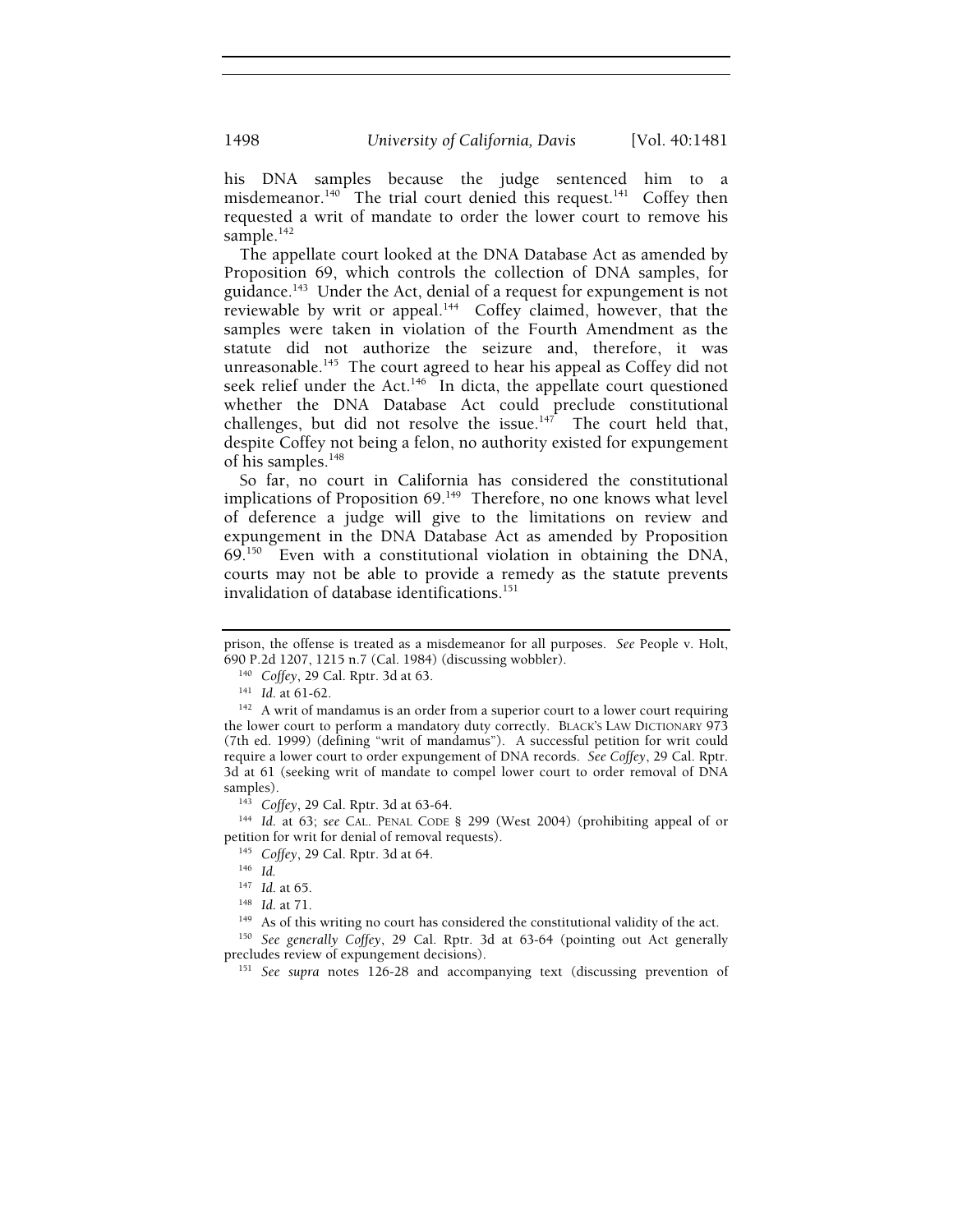his DNA samples because the judge sentenced him to a misdemeanor.[140] The trial court denied this request.[141] Coffey then requested a writ of mandate to order the lower court to remove his sample.[142]

The appellate court looked at the DNA Database Act as amended by Proposition 69, which controls the collection of DNA samples, for guidance.[143] Under the Act, denial of a request for expungement is not reviewable by writ or appeal.[144] Coffey claimed, however, that the samples were taken in violation of the Fourth Amendment as the statute did not authorize the seizure and, therefore, it was unreasonable.[145] The court agreed to hear his appeal as Coffey did not seek relief under the Act.[146] In dicta, the appellate court questioned whether the DNA Database Act could preclude constitutional challenges, but did not resolve the issue.[147] The court held that, despite Coffey not being a felon, no authority existed for expungement of his samples.[148]

So far, no court in California has considered the constitutional implications of Proposition 69.[149] Therefore, no one knows what level of deference a judge will give to the limitations on review and expungement in the DNA Database Act as amended by Proposition 69.[150] Even with a constitutional violation in obtaining the DNA, courts may not be able to provide a remedy as the statute prevents invalidation of database identifications.[151]

---

prison, the offense is treated as a misdemeanor for all purposes. *See* People v. Holt, 690 P.2d 1207, 1215 n.7 (Cal. 1984) (discussing wobbler).

[140] *Coffey*, 29 Cal. Rptr. 3d at 63.

[141] *Id.* at 61-62.

[142] A writ of mandamus is an order from a superior court to a lower court requiring the lower court to perform a mandatory duty correctly. BLACK'S LAW DICTIONARY 973 (7th ed. 1999) (defining "writ of mandamus"). A successful petition for writ could require a lower court to order expungement of DNA records. *See Coffey*, 29 Cal. Rptr. 3d at 61 (seeking writ of mandate to compel lower court to order removal of DNA samples).

[143] *Coffey*, 29 Cal. Rptr. 3d at 63-64.

[144] *Id.* at 63; *see* CAL. PENAL CODE § 299 (West 2004) (prohibiting appeal of or petition for writ for denial of removal requests).

[145] *Coffey*, 29 Cal. Rptr. 3d at 64.

[146] *Id.*

[147] *Id.* at 65.

[148] *Id.* at 71.

[149] As of this writing no court has considered the constitutional validity of the act.

[150] *See generally Coffey*, 29 Cal. Rptr. 3d at 63-64 (pointing out Act generally precludes review of expungement decisions).

[151] *See supra* notes 126-28 and accompanying text (discussing prevention of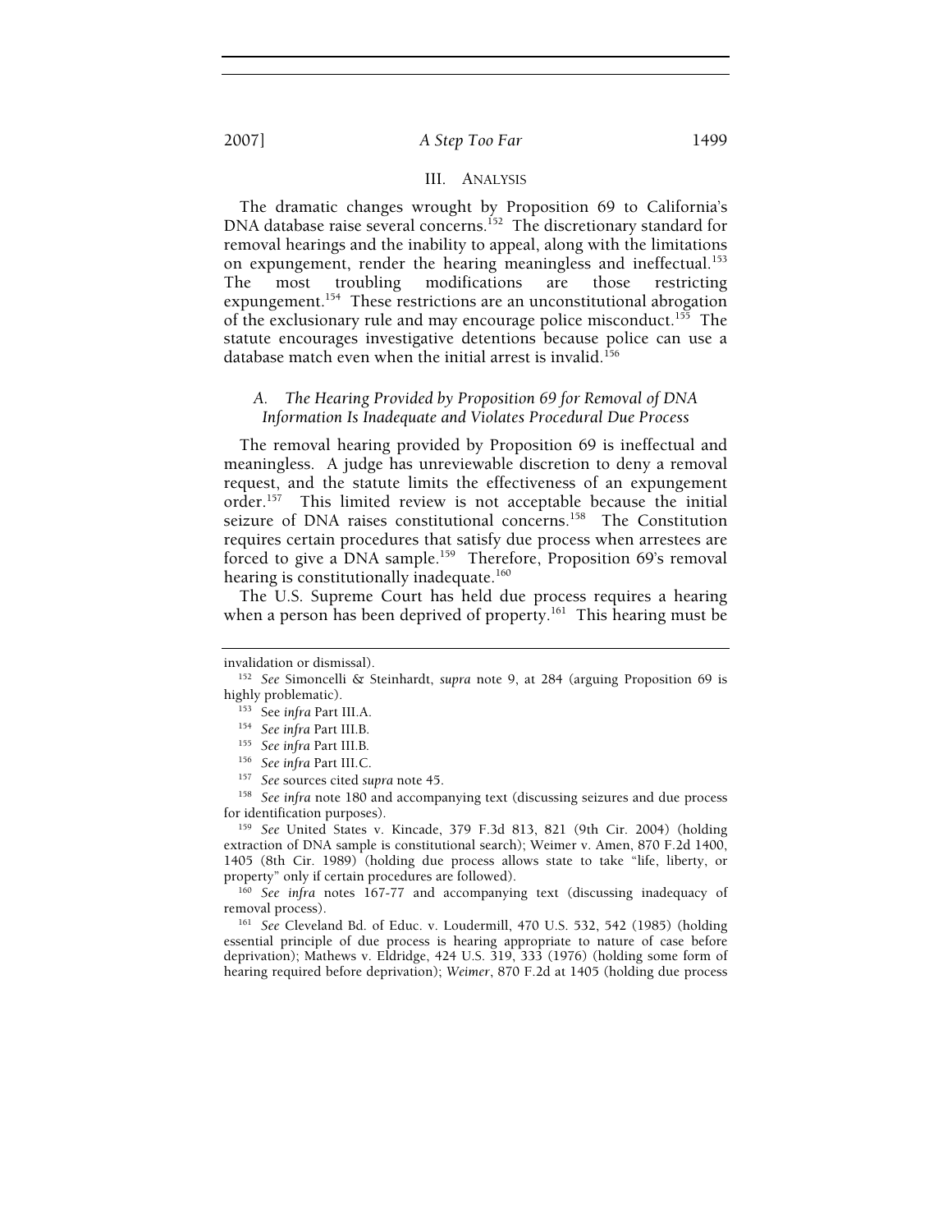## III. ANALYSIS

The dramatic changes wrought by Proposition 69 to California's DNA database raise several concerns.[152] The discretionary standard for removal hearings and the inability to appeal, along with the limitations on expungement, render the hearing meaningless and ineffectual.[153] The most troubling modifications are those restricting expungement.[154] These restrictions are an unconstitutional abrogation of the exclusionary rule and may encourage police misconduct.[155] The statute encourages investigative detentions because police can use a database match even when the initial arrest is invalid.[156]

### *A. The Hearing Provided by Proposition 69 for Removal of DNA Information Is Inadequate and Violates Procedural Due Process*

The removal hearing provided by Proposition 69 is ineffectual and meaningless. A judge has unreviewable discretion to deny a removal request, and the statute limits the effectiveness of an expungement order.[157] This limited review is not acceptable because the initial seizure of DNA raises constitutional concerns.[158] The Constitution requires certain procedures that satisfy due process when arrestees are forced to give a DNA sample.[159] Therefore, Proposition 69's removal hearing is constitutionally inadequate.[160]

The U.S. Supreme Court has held due process requires a hearing when a person has been deprived of property.[161] This hearing must be

---

invalidation or dismissal).

[152] *See* Simoncelli & Steinhardt, *supra* note 9, at 284 (arguing Proposition 69 is highly problematic).

[153] See *infra* Part III.A.

[154] *See infra* Part III.B.

[155] *See infra* Part III.B.

[156] *See infra* Part III.C.

[157] *See* sources cited *supra* note 45.

[158] *See infra* note 180 and accompanying text (discussing seizures and due process for identification purposes).

[159] *See* United States v. Kincade, 379 F.3d 813, 821 (9th Cir. 2004) (holding extraction of DNA sample is constitutional search); Weimer v. Amen, 870 F.2d 1400, 1405 (8th Cir. 1989) (holding due process allows state to take "life, liberty, or property" only if certain procedures are followed).

[160] *See infra* notes 167-77 and accompanying text (discussing inadequacy of removal process).

[161] *See* Cleveland Bd. of Educ. v. Loudermill, 470 U.S. 532, 542 (1985) (holding essential principle of due process is hearing appropriate to nature of case before deprivation); Mathews v. Eldridge, 424 U.S. 319, 333 (1976) (holding some form of hearing required before deprivation); *Weimer*, 870 F.2d at 1405 (holding due process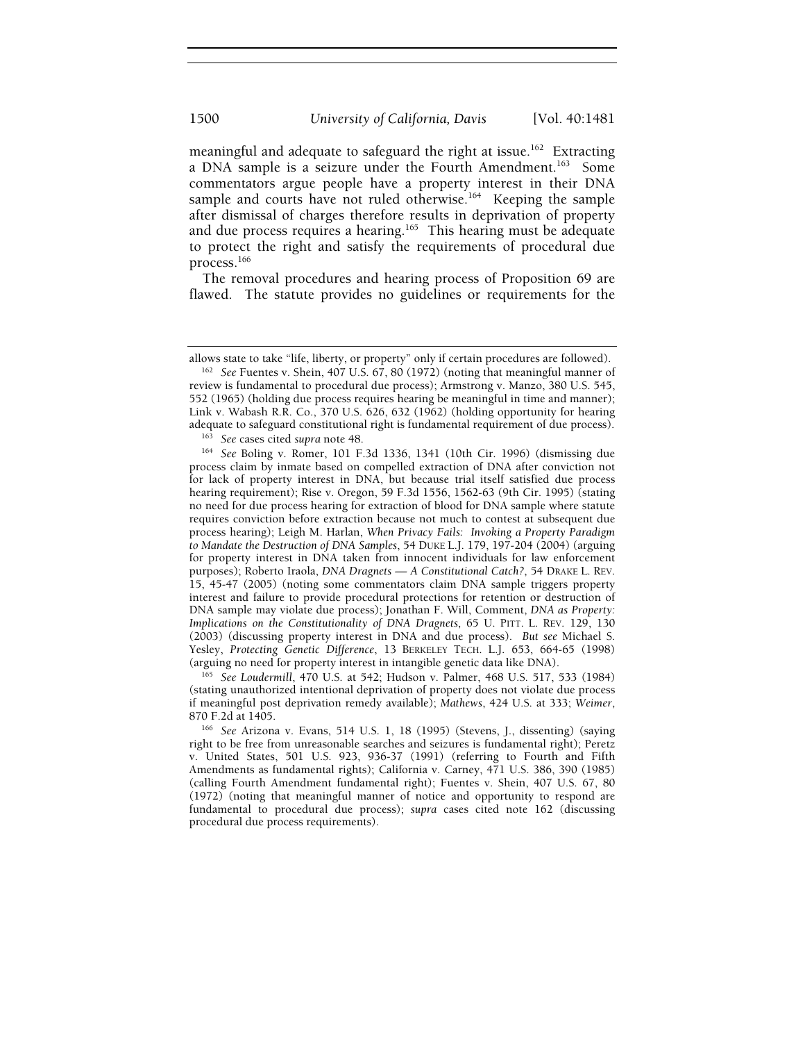meaningful and adequate to safeguard the right at issue.[162] Extracting a DNA sample is a seizure under the Fourth Amendment.[163] Some commentators argue people have a property interest in their DNA sample and courts have not ruled otherwise.[164] Keeping the sample after dismissal of charges therefore results in deprivation of property and due process requires a hearing.[165] This hearing must be adequate to protect the right and satisfy the requirements of procedural due process.[166]

The removal procedures and hearing process of Proposition 69 are flawed. The statute provides no guidelines or requirements for the

---

allows state to take "life, liberty, or property" only if certain procedures are followed).

[162] *See* Fuentes v. Shein, 407 U.S. 67, 80 (1972) (noting that meaningful manner of review is fundamental to procedural due process); Armstrong v. Manzo, 380 U.S. 545, 552 (1965) (holding due process requires hearing be meaningful in time and manner); Link v. Wabash R.R. Co., 370 U.S. 626, 632 (1962) (holding opportunity for hearing adequate to safeguard constitutional right is fundamental requirement of due process).

[163] *See* cases cited *supra* note 48.

[164] *See* Boling v. Romer, 101 F.3d 1336, 1341 (10th Cir. 1996) (dismissing due process claim by inmate based on compelled extraction of DNA after conviction not for lack of property interest in DNA, but because trial itself satisfied due process hearing requirement); Rise v. Oregon, 59 F.3d 1556, 1562-63 (9th Cir. 1995) (stating no need for due process hearing for extraction of blood for DNA sample where statute requires conviction before extraction because not much to contest at subsequent due process hearing); Leigh M. Harlan, *When Privacy Fails: Invoking a Property Paradigm to Mandate the Destruction of DNA Samples*, 54 DUKE L.J. 179, 197-204 (2004) (arguing for property interest in DNA taken from innocent individuals for law enforcement purposes); Roberto Iraola, *DNA Dragnets — A Constitutional Catch?*, 54 DRAKE L. REV. 15, 45-47 (2005) (noting some commentators claim DNA sample triggers property interest and failure to provide procedural protections for retention or destruction of DNA sample may violate due process); Jonathan F. Will, Comment, *DNA as Property: Implications on the Constitutionality of DNA Dragnets*, 65 U. PITT. L. REV. 129, 130 (2003) (discussing property interest in DNA and due process). *But see* Michael S. Yesley, *Protecting Genetic Difference*, 13 BERKELEY TECH. L.J. 653, 664-65 (1998) (arguing no need for property interest in intangible genetic data like DNA).

[165] *See Loudermill*, 470 U.S. at 542; Hudson v. Palmer, 468 U.S. 517, 533 (1984) (stating unauthorized intentional deprivation of property does not violate due process if meaningful post deprivation remedy available); *Mathews*, 424 U.S. at 333; *Weimer*, 870 F.2d at 1405.

[166] *See* Arizona v. Evans, 514 U.S. 1, 18 (1995) (Stevens, J., dissenting) (saying right to be free from unreasonable searches and seizures is fundamental right); Peretz v. United States, 501 U.S. 923, 936-37 (1991) (referring to Fourth and Fifth Amendments as fundamental rights); California v. Carney, 471 U.S. 386, 390 (1985) (calling Fourth Amendment fundamental right); Fuentes v. Shein, 407 U.S. 67, 80 (1972) (noting that meaningful manner of notice and opportunity to respond are fundamental to procedural due process); *supra* cases cited note 162 (discussing procedural due process requirements).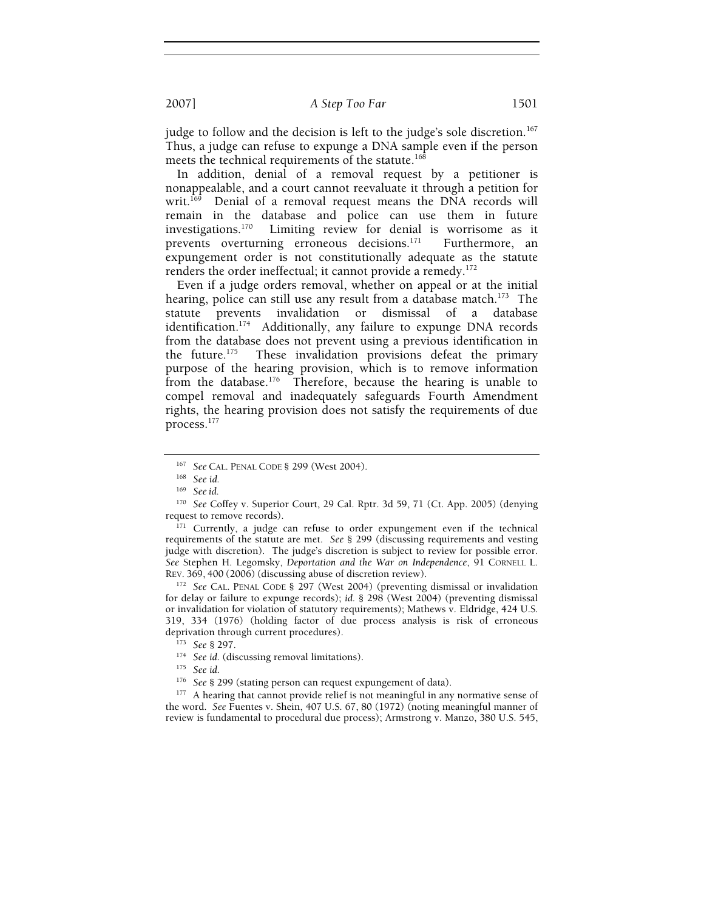judge to follow and the decision is left to the judge's sole discretion.[167] Thus, a judge can refuse to expunge a DNA sample even if the person meets the technical requirements of the statute.[168]

In addition, denial of a removal request by a petitioner is nonappealable, and a court cannot reevaluate it through a petition for writ.[169] Denial of a removal request means the DNA records will remain in the database and police can use them in future investigations.[170] Limiting review for denial is worrisome as it prevents overturning erroneous decisions.[171] Furthermore, an expungement order is not constitutionally adequate as the statute renders the order ineffectual; it cannot provide a remedy.[172]

Even if a judge orders removal, whether on appeal or at the initial hearing, police can still use any result from a database match.[173] The statute prevents invalidation or dismissal of a database identification.[174] Additionally, any failure to expunge DNA records from the database does not prevent using a previous identification in the future.[175] These invalidation provisions defeat the primary purpose of the hearing provision, which is to remove information from the database.[176] Therefore, because the hearing is unable to compel removal and inadequately safeguards Fourth Amendment rights, the hearing provision does not satisfy the requirements of due process.[177]

---

[167] *See* CAL. PENAL CODE § 299 (West 2004).

[168] *See id.*

[169] *See id.*

[170] *See* Coffey v. Superior Court, 29 Cal. Rptr. 3d 59, 71 (Ct. App. 2005) (denying request to remove records).

[171] Currently, a judge can refuse to order expungement even if the technical requirements of the statute are met. *See* § 299 (discussing requirements and vesting judge with discretion). The judge's discretion is subject to review for possible error. *See* Stephen H. Legomsky, *Deportation and the War on Independence*, 91 CORNELL L. REV. 369, 400 (2006) (discussing abuse of discretion review).

[172] *See* CAL. PENAL CODE § 297 (West 2004) (preventing dismissal or invalidation for delay or failure to expunge records); *id.* § 298 (West 2004) (preventing dismissal or invalidation for violation of statutory requirements); Mathews v. Eldridge, 424 U.S. 319, 334 (1976) (holding factor of due process analysis is risk of erroneous deprivation through current procedures).

[173] *See* § 297.

[174] *See id.* (discussing removal limitations).

[175] *See id.*

[176] *See* § 299 (stating person can request expungement of data).

[177] A hearing that cannot provide relief is not meaningful in any normative sense of the word. *See* Fuentes v. Shein, 407 U.S. 67, 80 (1972) (noting meaningful manner of review is fundamental to procedural due process); Armstrong v. Manzo, 380 U.S. 545,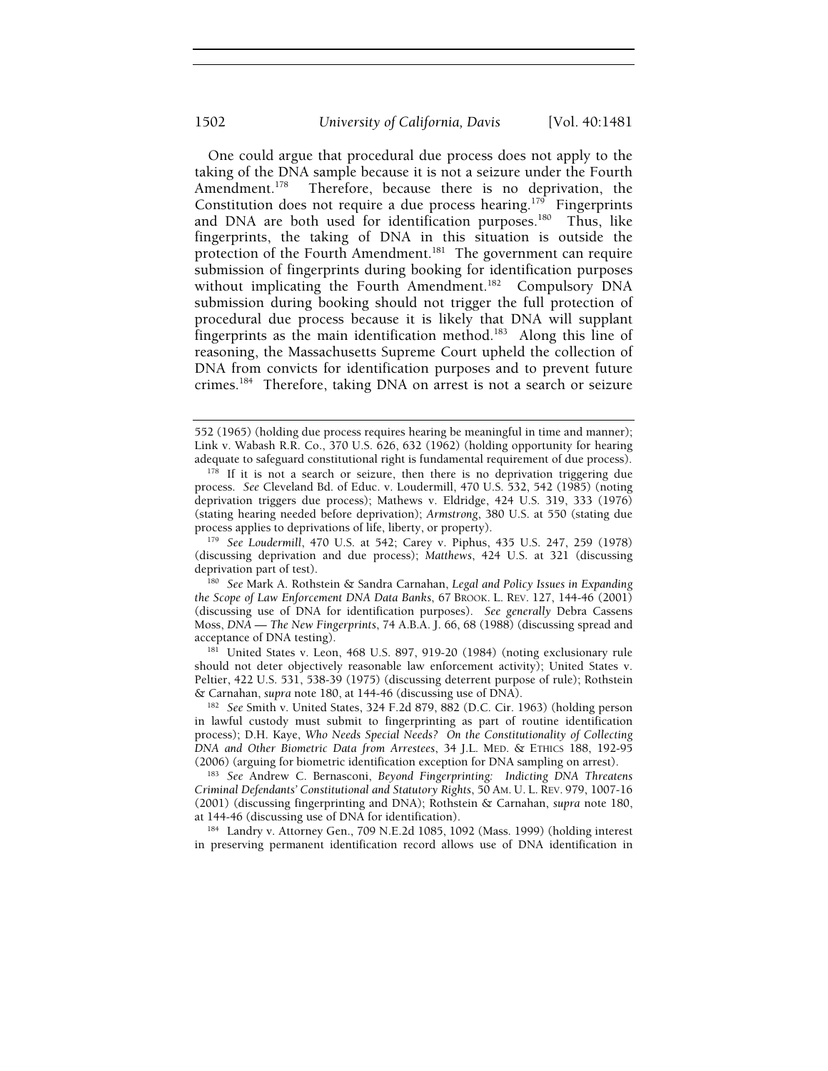One could argue that procedural due process does not apply to the taking of the DNA sample because it is not a seizure under the Fourth Amendment.[178] Therefore, because there is no deprivation, the Constitution does not require a due process hearing.[179] Fingerprints and DNA are both used for identification purposes.[180] Thus, like fingerprints, the taking of DNA in this situation is outside the protection of the Fourth Amendment.[181] The government can require submission of fingerprints during booking for identification purposes without implicating the Fourth Amendment.[182] Compulsory DNA submission during booking should not trigger the full protection of procedural due process because it is likely that DNA will supplant fingerprints as the main identification method.[183] Along this line of reasoning, the Massachusetts Supreme Court upheld the collection of DNA from convicts for identification purposes and to prevent future crimes.[184] Therefore, taking DNA on arrest is not a search or seizure

---

552 (1965) (holding due process requires hearing be meaningful in time and manner); Link v. Wabash R.R. Co., 370 U.S. 626, 632 (1962) (holding opportunity for hearing adequate to safeguard constitutional right is fundamental requirement of due process).

[178] If it is not a search or seizure, then there is no deprivation triggering due process. *See* Cleveland Bd. of Educ. v. Loudermill, 470 U.S. 532, 542 (1985) (noting deprivation triggers due process); Mathews v. Eldridge, 424 U.S. 319, 333 (1976) (stating hearing needed before deprivation); *Armstrong*, 380 U.S. at 550 (stating due process applies to deprivations of life, liberty, or property).

[179] *See Loudermill*, 470 U.S. at 542; Carey v. Piphus, 435 U.S. 247, 259 (1978) (discussing deprivation and due process); *Matthews*, 424 U.S. at 321 (discussing deprivation part of test).

[180] *See* Mark A. Rothstein & Sandra Carnahan, *Legal and Policy Issues in Expanding the Scope of Law Enforcement DNA Data Banks*, 67 BROOK. L. REV. 127, 144-46 (2001) (discussing use of DNA for identification purposes). *See generally* Debra Cassens Moss, *DNA — The New Fingerprints*, 74 A.B.A. J. 66, 68 (1988) (discussing spread and acceptance of DNA testing).

[181] United States v. Leon, 468 U.S. 897, 919-20 (1984) (noting exclusionary rule should not deter objectively reasonable law enforcement activity); United States v. Peltier, 422 U.S. 531, 538-39 (1975) (discussing deterrent purpose of rule); Rothstein & Carnahan, *supra* note 180, at 144-46 (discussing use of DNA).

[182] *See* Smith v. United States, 324 F.2d 879, 882 (D.C. Cir. 1963) (holding person in lawful custody must submit to fingerprinting as part of routine identification process); D.H. Kaye, *Who Needs Special Needs? On the Constitutionality of Collecting DNA and Other Biometric Data from Arrestees*, 34 J.L. MED. & ETHICS 188, 192-95 (2006) (arguing for biometric identification exception for DNA sampling on arrest).

[183] *See* Andrew C. Bernasconi, *Beyond Fingerprinting: Indicting DNA Threatens Criminal Defendants' Constitutional and Statutory Rights*, 50 AM. U. L. REV. 979, 1007-16 (2001) (discussing fingerprinting and DNA); Rothstein & Carnahan, *supra* note 180, at 144-46 (discussing use of DNA for identification).

[184] Landry v. Attorney Gen., 709 N.E.2d 1085, 1092 (Mass. 1999) (holding interest in preserving permanent identification record allows use of DNA identification in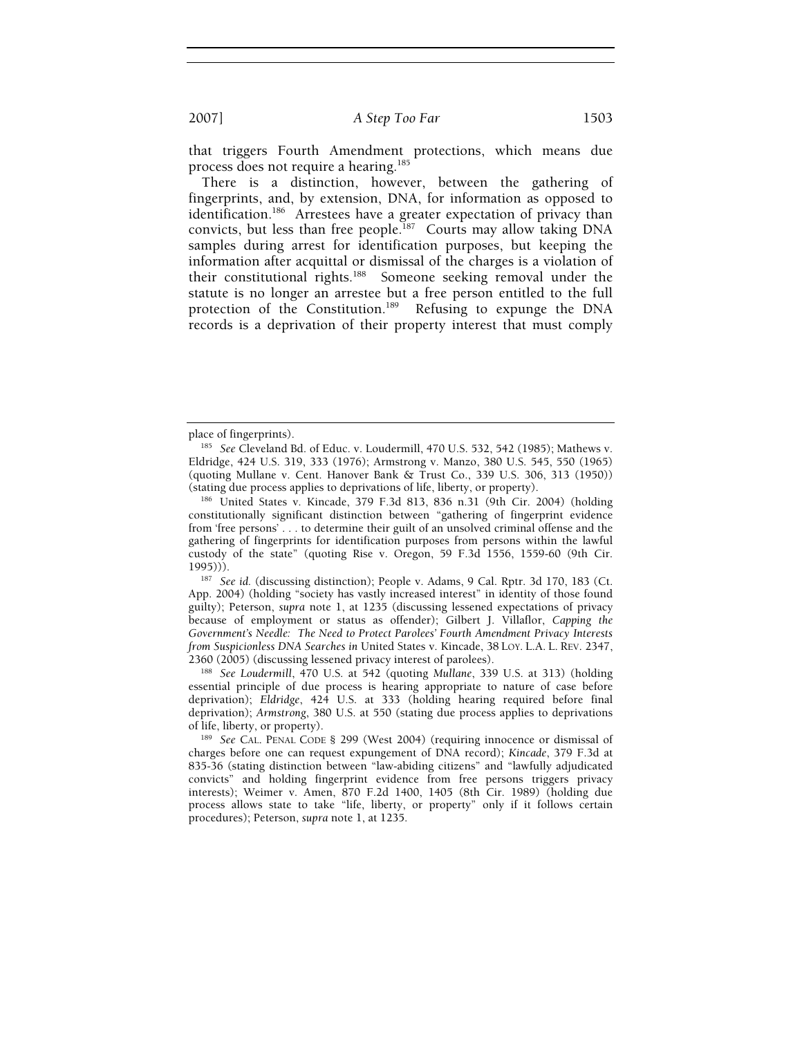that triggers Fourth Amendment protections, which means due process does not require a hearing.[185]

There is a distinction, however, between the gathering of fingerprints, and, by extension, DNA, for information as opposed to identification.[186] Arrestees have a greater expectation of privacy than convicts, but less than free people.[187] Courts may allow taking DNA samples during arrest for identification purposes, but keeping the information after acquittal or dismissal of the charges is a violation of their constitutional rights.[188] Someone seeking removal under the statute is no longer an arrestee but a free person entitled to the full protection of the Constitution.[189] Refusing to expunge the DNA records is a deprivation of their property interest that must comply

---

place of fingerprints).

[185] *See* Cleveland Bd. of Educ. v. Loudermill, 470 U.S. 532, 542 (1985); Mathews v. Eldridge, 424 U.S. 319, 333 (1976); Armstrong v. Manzo, 380 U.S. 545, 550 (1965) (quoting Mullane v. Cent. Hanover Bank & Trust Co., 339 U.S. 306, 313 (1950)) (stating due process applies to deprivations of life, liberty, or property).

[186] United States v. Kincade, 379 F.3d 813, 836 n.31 (9th Cir. 2004) (holding constitutionally significant distinction between "gathering of fingerprint evidence from 'free persons' . . . to determine their guilt of an unsolved criminal offense and the gathering of fingerprints for identification purposes from persons within the lawful custody of the state" (quoting Rise v. Oregon, 59 F.3d 1556, 1559-60 (9th Cir. 1995))).

[187] *See id.* (discussing distinction); People v. Adams, 9 Cal. Rptr. 3d 170, 183 (Ct. App. 2004) (holding "society has vastly increased interest" in identity of those found guilty); Peterson, *supra* note 1, at 1235 (discussing lessened expectations of privacy because of employment or status as offender); Gilbert J. Villaflor, *Capping the Government's Needle: The Need to Protect Parolees' Fourth Amendment Privacy Interests from Suspicionless DNA Searches in* United States v. Kincade, 38 LOY. L.A. L. REV. 2347, 2360 (2005) (discussing lessened privacy interest of parolees).

[188] *See Loudermill*, 470 U.S. at 542 (quoting *Mullane*, 339 U.S. at 313) (holding essential principle of due process is hearing appropriate to nature of case before deprivation); *Eldridge*, 424 U.S. at 333 (holding hearing required before final deprivation); *Armstrong*, 380 U.S. at 550 (stating due process applies to deprivations of life, liberty, or property).

[189] *See* CAL. PENAL CODE § 299 (West 2004) (requiring innocence or dismissal of charges before one can request expungement of DNA record); *Kincade*, 379 F.3d at 835-36 (stating distinction between "law-abiding citizens" and "lawfully adjudicated convicts" and holding fingerprint evidence from free persons triggers privacy interests); Weimer v. Amen, 870 F.2d 1400, 1405 (8th Cir. 1989) (holding due process allows state to take "life, liberty, or property" only if it follows certain procedures); Peterson, *supra* note 1, at 1235.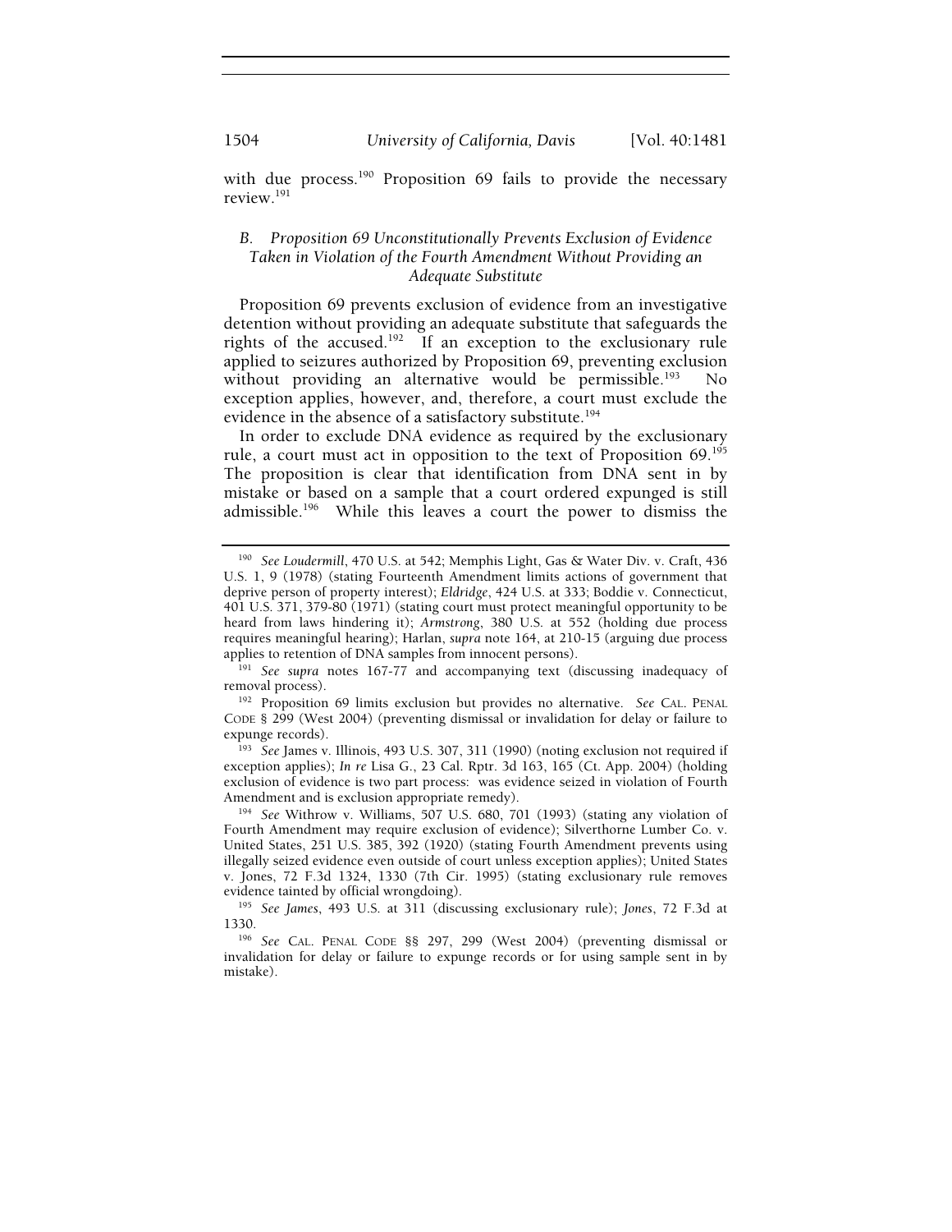with due process.[190] Proposition 69 fails to provide the necessary review.[191]

### *B. Proposition 69 Unconstitutionally Prevents Exclusion of Evidence Taken in Violation of the Fourth Amendment Without Providing an Adequate Substitute*

Proposition 69 prevents exclusion of evidence from an investigative detention without providing an adequate substitute that safeguards the rights of the accused.[192] If an exception to the exclusionary rule applied to seizures authorized by Proposition 69, preventing exclusion without providing an alternative would be permissible.[193] No exception applies, however, and, therefore, a court must exclude the evidence in the absence of a satisfactory substitute.[194]

In order to exclude DNA evidence as required by the exclusionary rule, a court must act in opposition to the text of Proposition 69.[195] The proposition is clear that identification from DNA sent in by mistake or based on a sample that a court ordered expunged is still admissible.[196] While this leaves a court the power to dismiss the

---

[190] *See Loudermill*, 470 U.S. at 542; Memphis Light, Gas & Water Div. v. Craft, 436 U.S. 1, 9 (1978) (stating Fourteenth Amendment limits actions of government that deprive person of property interest); *Eldridge*, 424 U.S. at 333; Boddie v. Connecticut, 401 U.S. 371, 379-80 (1971) (stating court must protect meaningful opportunity to be heard from laws hindering it); *Armstrong*, 380 U.S. at 552 (holding due process requires meaningful hearing); Harlan, *supra* note 164, at 210-15 (arguing due process applies to retention of DNA samples from innocent persons).

[191] *See supra* notes 167-77 and accompanying text (discussing inadequacy of removal process).

[192] Proposition 69 limits exclusion but provides no alternative. *See* CAL. PENAL CODE § 299 (West 2004) (preventing dismissal or invalidation for delay or failure to expunge records).

[193] *See* James v. Illinois, 493 U.S. 307, 311 (1990) (noting exclusion not required if exception applies); *In re* Lisa G., 23 Cal. Rptr. 3d 163, 165 (Ct. App. 2004) (holding exclusion of evidence is two part process: was evidence seized in violation of Fourth Amendment and is exclusion appropriate remedy).

[194] *See* Withrow v. Williams, 507 U.S. 680, 701 (1993) (stating any violation of Fourth Amendment may require exclusion of evidence); Silverthorne Lumber Co. v. United States, 251 U.S. 385, 392 (1920) (stating Fourth Amendment prevents using illegally seized evidence even outside of court unless exception applies); United States v. Jones, 72 F.3d 1324, 1330 (7th Cir. 1995) (stating exclusionary rule removes evidence tainted by official wrongdoing).

[195] *See James*, 493 U.S. at 311 (discussing exclusionary rule); *Jones*, 72 F.3d at 1330.

[196] *See* CAL. PENAL CODE §§ 297, 299 (West 2004) (preventing dismissal or invalidation for delay or failure to expunge records or for using sample sent in by mistake).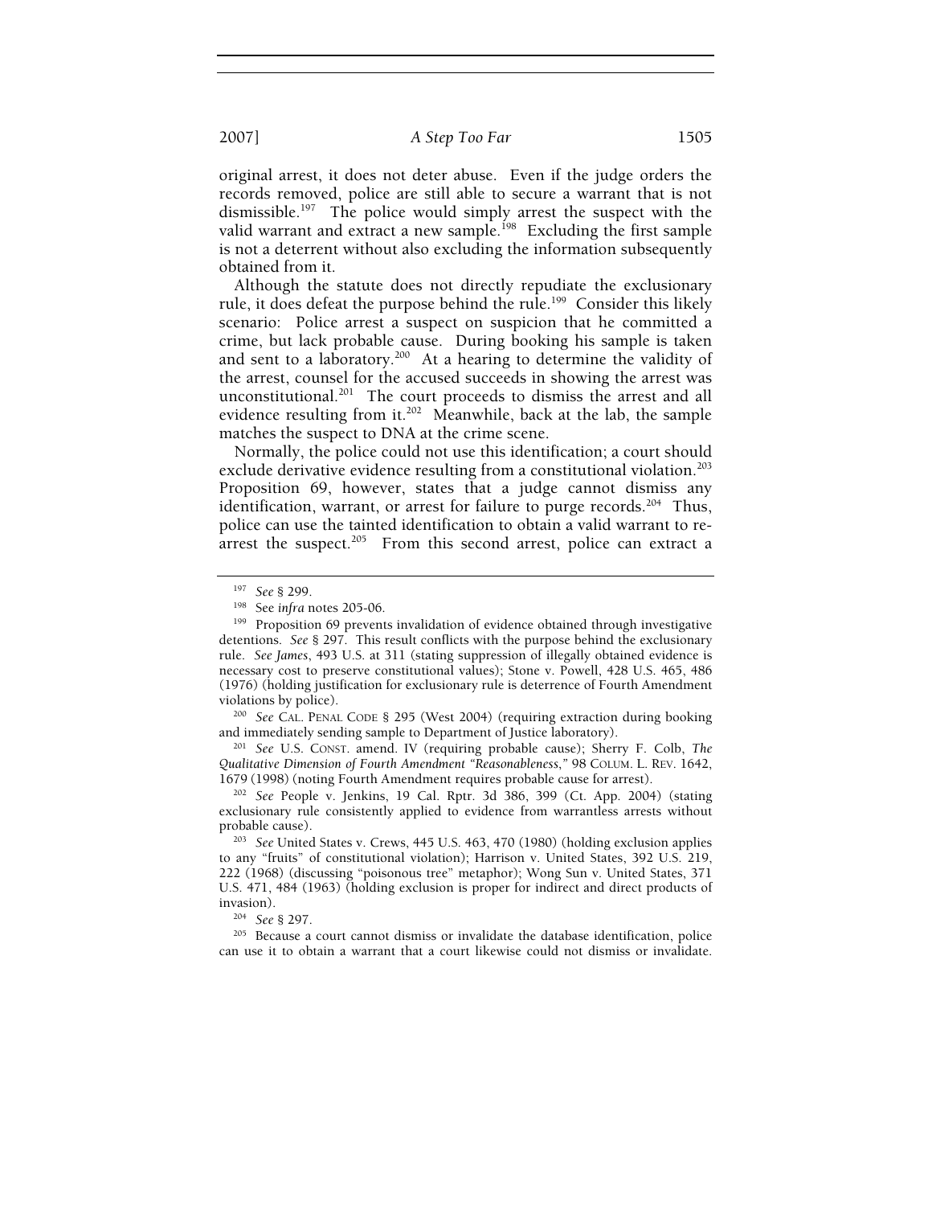original arrest, it does not deter abuse. Even if the judge orders the records removed, police are still able to secure a warrant that is not dismissible.[197] The police would simply arrest the suspect with the valid warrant and extract a new sample.[198] Excluding the first sample is not a deterrent without also excluding the information subsequently obtained from it.

Although the statute does not directly repudiate the exclusionary rule, it does defeat the purpose behind the rule.[199] Consider this likely scenario: Police arrest a suspect on suspicion that he committed a crime, but lack probable cause. During booking his sample is taken and sent to a laboratory.[200] At a hearing to determine the validity of the arrest, counsel for the accused succeeds in showing the arrest was unconstitutional.[201] The court proceeds to dismiss the arrest and all evidence resulting from it.[202] Meanwhile, back at the lab, the sample matches the suspect to DNA at the crime scene.

Normally, the police could not use this identification; a court should exclude derivative evidence resulting from a constitutional violation.[203] Proposition 69, however, states that a judge cannot dismiss any identification, warrant, or arrest for failure to purge records.[204] Thus, police can use the tainted identification to obtain a valid warrant to re-arrest the suspect.[205] From this second arrest, police can extract a

---

[197] *See* § 299.

[198] See *infra* notes 205-06.

[199] Proposition 69 prevents invalidation of evidence obtained through investigative detentions. *See* § 297. This result conflicts with the purpose behind the exclusionary rule. *See James*, 493 U.S. at 311 (stating suppression of illegally obtained evidence is necessary cost to preserve constitutional values); Stone v. Powell, 428 U.S. 465, 486 (1976) (holding justification for exclusionary rule is deterrence of Fourth Amendment violations by police).

[200] *See* CAL. PENAL CODE § 295 (West 2004) (requiring extraction during booking and immediately sending sample to Department of Justice laboratory).

[201] *See* U.S. CONST. amend. IV (requiring probable cause); Sherry F. Colb, *The Qualitative Dimension of Fourth Amendment "Reasonableness,"* 98 COLUM. L. REV. 1642, 1679 (1998) (noting Fourth Amendment requires probable cause for arrest).

[202] *See* People v. Jenkins, 19 Cal. Rptr. 3d 386, 399 (Ct. App. 2004) (stating exclusionary rule consistently applied to evidence from warrantless arrests without probable cause).

[203] *See* United States v. Crews, 445 U.S. 463, 470 (1980) (holding exclusion applies to any "fruits" of constitutional violation); Harrison v. United States, 392 U.S. 219, 222 (1968) (discussing "poisonous tree" metaphor); Wong Sun v. United States, 371 U.S. 471, 484 (1963) (holding exclusion is proper for indirect and direct products of invasion).

[204] *See* § 297.

[205] Because a court cannot dismiss or invalidate the database identification, police can use it to obtain a warrant that a court likewise could not dismiss or invalidate.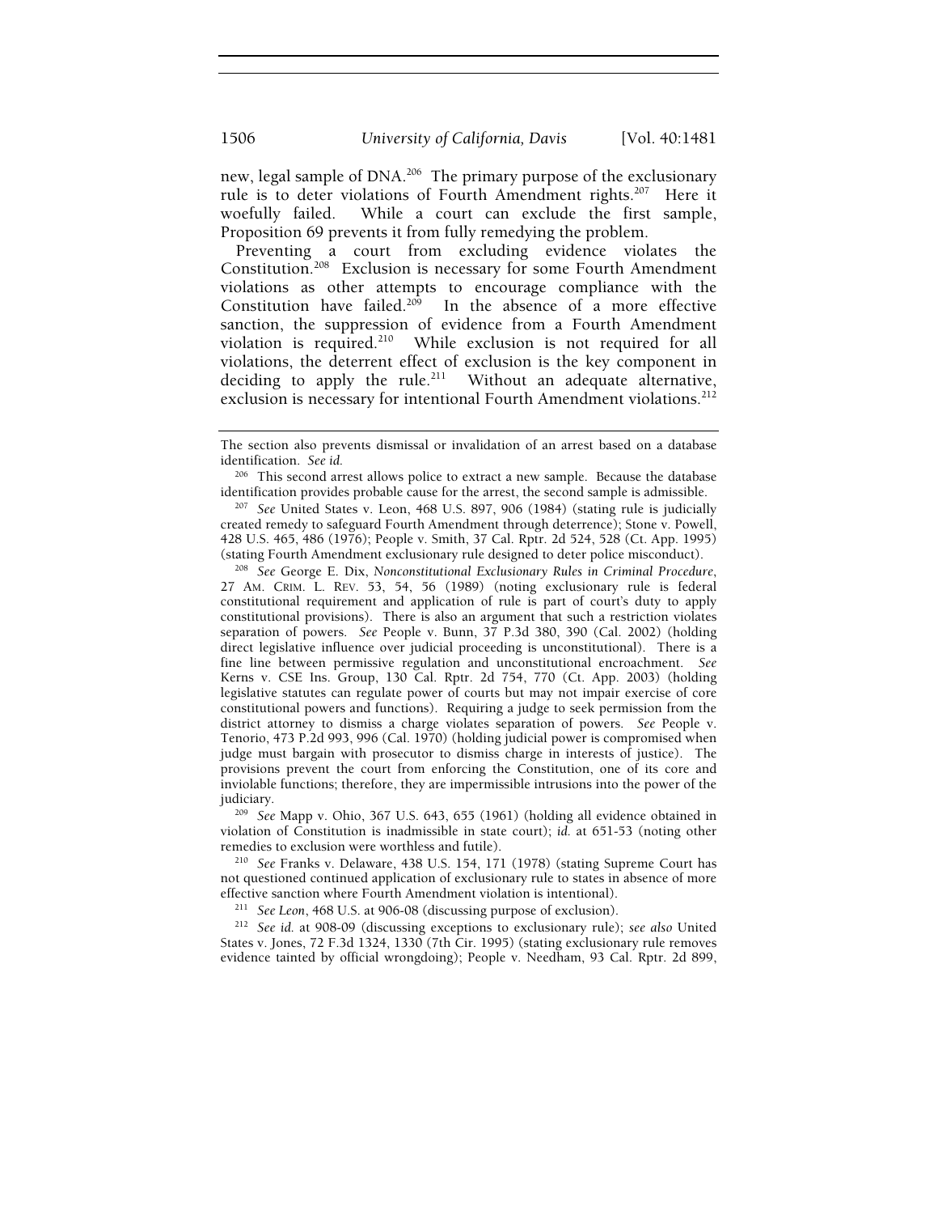new, legal sample of DNA.[206] The primary purpose of the exclusionary rule is to deter violations of Fourth Amendment rights.[207] Here it woefully failed. While a court can exclude the first sample, Proposition 69 prevents it from fully remedying the problem.

Preventing a court from excluding evidence violates the Constitution.[208] Exclusion is necessary for some Fourth Amendment violations as other attempts to encourage compliance with the Constitution have failed.[209] In the absence of a more effective sanction, the suppression of evidence from a Fourth Amendment violation is required.[210] While exclusion is not required for all violations, the deterrent effect of exclusion is the key component in deciding to apply the rule.[211] Without an adequate alternative, exclusion is necessary for intentional Fourth Amendment violations.[212]

---

The section also prevents dismissal or invalidation of an arrest based on a database identification. *See id.*

[206] This second arrest allows police to extract a new sample. Because the database identification provides probable cause for the arrest, the second sample is admissible.

[207] *See* United States v. Leon, 468 U.S. 897, 906 (1984) (stating rule is judicially created remedy to safeguard Fourth Amendment through deterrence); Stone v. Powell, 428 U.S. 465, 486 (1976); People v. Smith, 37 Cal. Rptr. 2d 524, 528 (Ct. App. 1995) (stating Fourth Amendment exclusionary rule designed to deter police misconduct).

[208] *See* George E. Dix, *Nonconstitutional Exclusionary Rules in Criminal Procedure*, 27 AM. CRIM. L. REV. 53, 54, 56 (1989) (noting exclusionary rule is federal constitutional requirement and application of rule is part of court's duty to apply constitutional provisions). There is also an argument that such a restriction violates separation of powers. *See* People v. Bunn, 37 P.3d 380, 390 (Cal. 2002) (holding direct legislative influence over judicial proceeding is unconstitutional). There is a fine line between permissive regulation and unconstitutional encroachment. *See* Kerns v. CSE Ins. Group, 130 Cal. Rptr. 2d 754, 770 (Ct. App. 2003) (holding legislative statutes can regulate power of courts but may not impair exercise of core constitutional powers and functions). Requiring a judge to seek permission from the district attorney to dismiss a charge violates separation of powers. *See* People v. Tenorio, 473 P.2d 993, 996 (Cal. 1970) (holding judicial power is compromised when judge must bargain with prosecutor to dismiss charge in interests of justice). The provisions prevent the court from enforcing the Constitution, one of its core and inviolable functions; therefore, they are impermissible intrusions into the power of the judiciary.

[209] *See* Mapp v. Ohio, 367 U.S. 643, 655 (1961) (holding all evidence obtained in violation of Constitution is inadmissible in state court); *id.* at 651-53 (noting other remedies to exclusion were worthless and futile).

[210] *See* Franks v. Delaware, 438 U.S. 154, 171 (1978) (stating Supreme Court has not questioned continued application of exclusionary rule to states in absence of more effective sanction where Fourth Amendment violation is intentional).

[211] *See Leon*, 468 U.S. at 906-08 (discussing purpose of exclusion).

[212] *See id.* at 908-09 (discussing exceptions to exclusionary rule); *see also* United States v. Jones, 72 F.3d 1324, 1330 (7th Cir. 1995) (stating exclusionary rule removes evidence tainted by official wrongdoing); People v. Needham, 93 Cal. Rptr. 2d 899,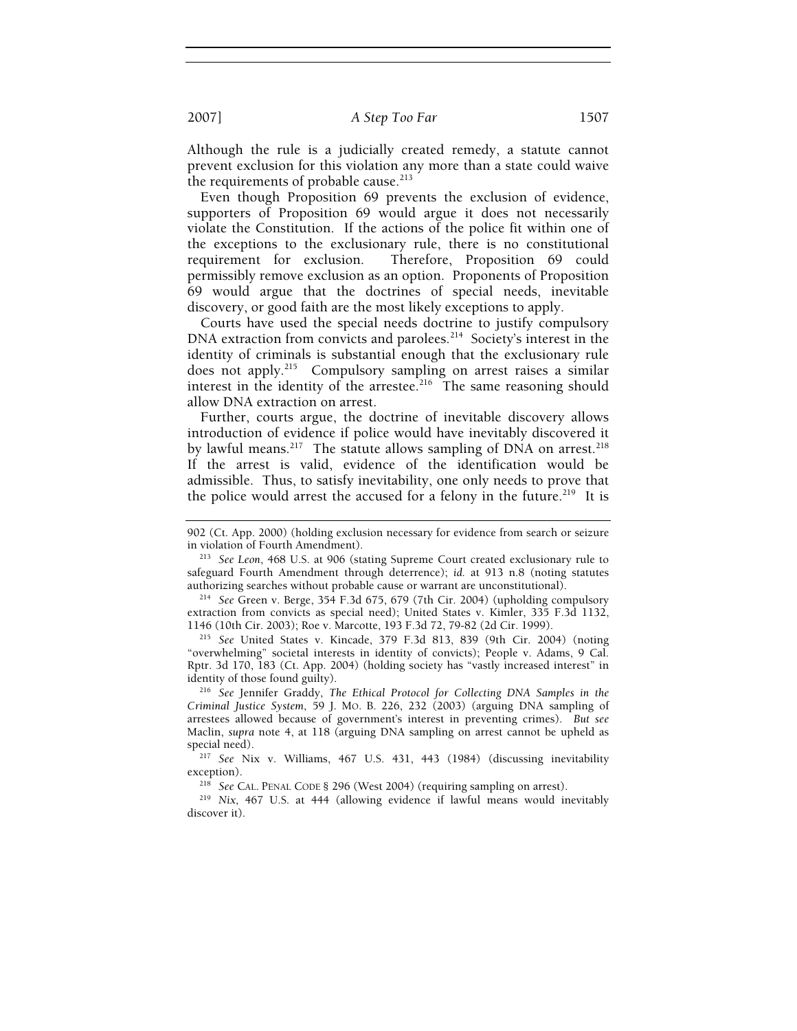Although the rule is a judicially created remedy, a statute cannot prevent exclusion for this violation any more than a state could waive the requirements of probable cause.[213]

Even though Proposition 69 prevents the exclusion of evidence, supporters of Proposition 69 would argue it does not necessarily violate the Constitution. If the actions of the police fit within one of the exceptions to the exclusionary rule, there is no constitutional requirement for exclusion. Therefore, Proposition 69 could permissibly remove exclusion as an option. Proponents of Proposition 69 would argue that the doctrines of special needs, inevitable discovery, or good faith are the most likely exceptions to apply.

Courts have used the special needs doctrine to justify compulsory DNA extraction from convicts and parolees.[214] Society's interest in the identity of criminals is substantial enough that the exclusionary rule does not apply.[215] Compulsory sampling on arrest raises a similar interest in the identity of the arrestee.[216] The same reasoning should allow DNA extraction on arrest.

Further, courts argue, the doctrine of inevitable discovery allows introduction of evidence if police would have inevitably discovered it by lawful means.[217] The statute allows sampling of DNA on arrest.[218] If the arrest is valid, evidence of the identification would be admissible. Thus, to satisfy inevitability, one only needs to prove that the police would arrest the accused for a felony in the future.[219] It is

---

902 (Ct. App. 2000) (holding exclusion necessary for evidence from search or seizure in violation of Fourth Amendment).

[213] *See Leon*, 468 U.S. at 906 (stating Supreme Court created exclusionary rule to safeguard Fourth Amendment through deterrence); *id.* at 913 n.8 (noting statutes authorizing searches without probable cause or warrant are unconstitutional).

[214] *See* Green v. Berge, 354 F.3d 675, 679 (7th Cir. 2004) (upholding compulsory extraction from convicts as special need); United States v. Kimler, 335 F.3d 1132, 1146 (10th Cir. 2003); Roe v. Marcotte, 193 F.3d 72, 79-82 (2d Cir. 1999).

[215] *See* United States v. Kincade, 379 F.3d 813, 839 (9th Cir. 2004) (noting "overwhelming" societal interests in identity of convicts); People v. Adams, 9 Cal. Rptr. 3d 170, 183 (Ct. App. 2004) (holding society has "vastly increased interest" in identity of those found guilty).

[216] *See* Jennifer Graddy, *The Ethical Protocol for Collecting DNA Samples in the Criminal Justice System*, 59 J. MO. B. 226, 232 (2003) (arguing DNA sampling of arrestees allowed because of government's interest in preventing crimes). *But see* Maclin, *supra* note 4, at 118 (arguing DNA sampling on arrest cannot be upheld as special need).

[217] *See* Nix v. Williams, 467 U.S. 431, 443 (1984) (discussing inevitability exception).

[218] *See* CAL. PENAL CODE § 296 (West 2004) (requiring sampling on arrest).

[219] *Nix*, 467 U.S. at 444 (allowing evidence if lawful means would inevitably discover it).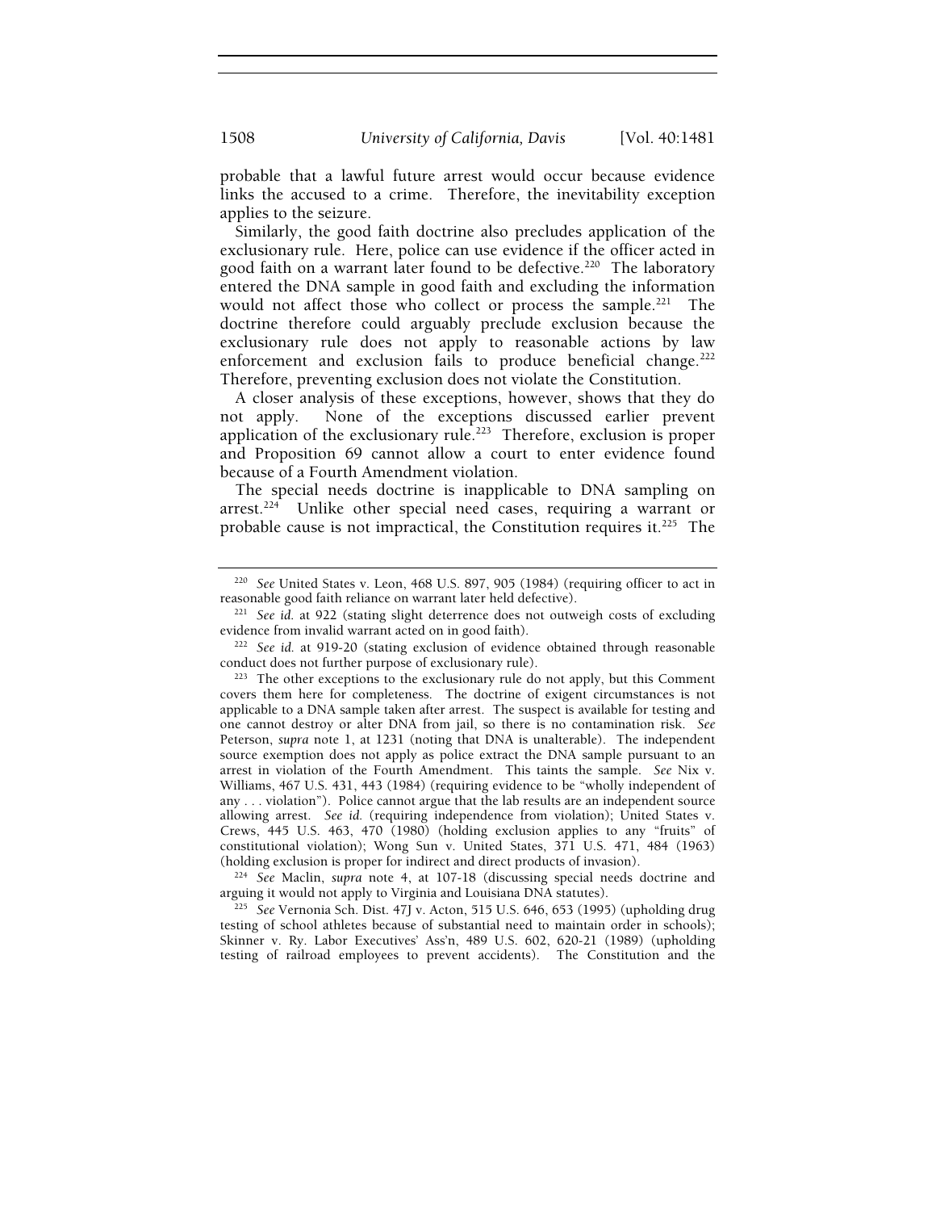probable that a lawful future arrest would occur because evidence links the accused to a crime. Therefore, the inevitability exception applies to the seizure.

Similarly, the good faith doctrine also precludes application of the exclusionary rule. Here, police can use evidence if the officer acted in good faith on a warrant later found to be defective.[220] The laboratory entered the DNA sample in good faith and excluding the information would not affect those who collect or process the sample.[221] The doctrine therefore could arguably preclude exclusion because the exclusionary rule does not apply to reasonable actions by law enforcement and exclusion fails to produce beneficial change.[222] Therefore, preventing exclusion does not violate the Constitution.

A closer analysis of these exceptions, however, shows that they do not apply. None of the exceptions discussed earlier prevent application of the exclusionary rule.[223] Therefore, exclusion is proper and Proposition 69 cannot allow a court to enter evidence found because of a Fourth Amendment violation.

The special needs doctrine is inapplicable to DNA sampling on arrest.[224] Unlike other special need cases, requiring a warrant or probable cause is not impractical, the Constitution requires it.[225] The

---

[220] *See* United States v. Leon, 468 U.S. 897, 905 (1984) (requiring officer to act in reasonable good faith reliance on warrant later held defective).

[221] *See id.* at 922 (stating slight deterrence does not outweigh costs of excluding evidence from invalid warrant acted on in good faith).

[222] *See id.* at 919-20 (stating exclusion of evidence obtained through reasonable conduct does not further purpose of exclusionary rule).

[223] The other exceptions to the exclusionary rule do not apply, but this Comment covers them here for completeness. The doctrine of exigent circumstances is not applicable to a DNA sample taken after arrest. The suspect is available for testing and one cannot destroy or alter DNA from jail, so there is no contamination risk. *See* Peterson, *supra* note 1, at 1231 (noting that DNA is unalterable). The independent source exemption does not apply as police extract the DNA sample pursuant to an arrest in violation of the Fourth Amendment. This taints the sample. *See* Nix v. Williams, 467 U.S. 431, 443 (1984) (requiring evidence to be "wholly independent of any . . . violation"). Police cannot argue that the lab results are an independent source allowing arrest. *See id.* (requiring independence from violation); United States v. Crews, 445 U.S. 463, 470 (1980) (holding exclusion applies to any "fruits" of constitutional violation); Wong Sun v. United States, 371 U.S. 471, 484 (1963) (holding exclusion is proper for indirect and direct products of invasion).

[224] *See* Maclin, *supra* note 4, at 107-18 (discussing special needs doctrine and arguing it would not apply to Virginia and Louisiana DNA statutes).

[225] *See* Vernonia Sch. Dist. 47J v. Acton, 515 U.S. 646, 653 (1995) (upholding drug testing of school athletes because of substantial need to maintain order in schools); Skinner v. Ry. Labor Executives' Ass'n, 489 U.S. 602, 620-21 (1989) (upholding testing of railroad employees to prevent accidents). The Constitution and the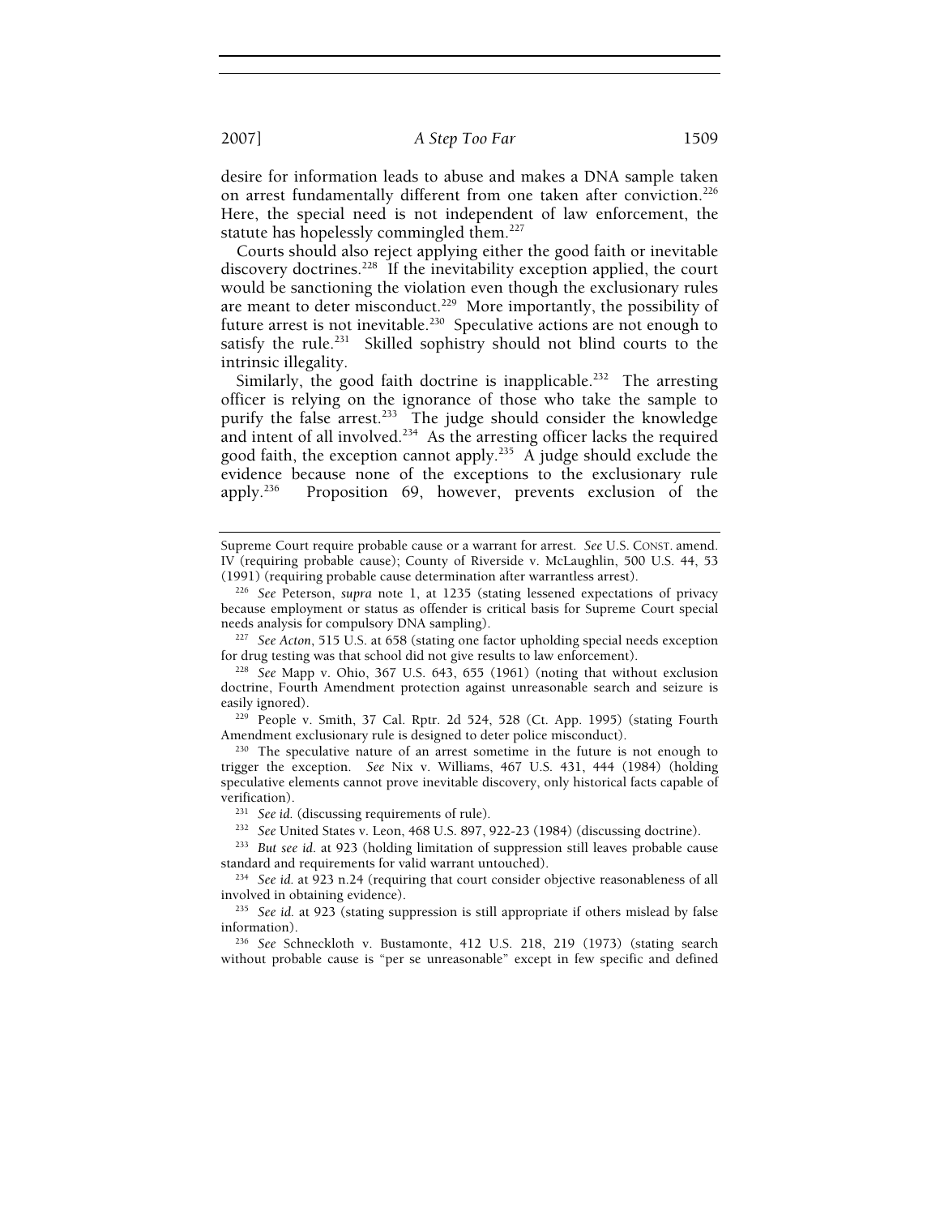desire for information leads to abuse and makes a DNA sample taken on arrest fundamentally different from one taken after conviction.[226] Here, the special need is not independent of law enforcement, the statute has hopelessly commingled them.[227]

Courts should also reject applying either the good faith or inevitable discovery doctrines.[228] If the inevitability exception applied, the court would be sanctioning the violation even though the exclusionary rules are meant to deter misconduct.[229] More importantly, the possibility of future arrest is not inevitable.[230] Speculative actions are not enough to satisfy the rule.[231] Skilled sophistry should not blind courts to the intrinsic illegality.

Similarly, the good faith doctrine is inapplicable.[232] The arresting officer is relying on the ignorance of those who take the sample to purify the false arrest.[233] The judge should consider the knowledge and intent of all involved.[234] As the arresting officer lacks the required good faith, the exception cannot apply.[235] A judge should exclude the evidence because none of the exceptions to the exclusionary rule apply.[236] Proposition 69, however, prevents exclusion of the

---

Supreme Court require probable cause or a warrant for arrest. *See* U.S. CONST. amend. IV (requiring probable cause); County of Riverside v. McLaughlin, 500 U.S. 44, 53 (1991) (requiring probable cause determination after warrantless arrest).

[226] *See* Peterson, *supra* note 1, at 1235 (stating lessened expectations of privacy because employment or status as offender is critical basis for Supreme Court special needs analysis for compulsory DNA sampling).

[227] *See Acton*, 515 U.S. at 658 (stating one factor upholding special needs exception for drug testing was that school did not give results to law enforcement).

[228] *See* Mapp v. Ohio, 367 U.S. 643, 655 (1961) (noting that without exclusion doctrine, Fourth Amendment protection against unreasonable search and seizure is easily ignored).

[229] People v. Smith, 37 Cal. Rptr. 2d 524, 528 (Ct. App. 1995) (stating Fourth Amendment exclusionary rule is designed to deter police misconduct).

[230] The speculative nature of an arrest sometime in the future is not enough to trigger the exception. *See* Nix v. Williams, 467 U.S. 431, 444 (1984) (holding speculative elements cannot prove inevitable discovery, only historical facts capable of verification).

[231] *See id.* (discussing requirements of rule).

[232] *See* United States v. Leon, 468 U.S. 897, 922-23 (1984) (discussing doctrine).

[233] *But see id.* at 923 (holding limitation of suppression still leaves probable cause standard and requirements for valid warrant untouched).

[234] *See id.* at 923 n.24 (requiring that court consider objective reasonableness of all involved in obtaining evidence).

[235] *See id.* at 923 (stating suppression is still appropriate if others mislead by false information).

[236] *See* Schneckloth v. Bustamonte, 412 U.S. 218, 219 (1973) (stating search without probable cause is "per se unreasonable" except in few specific and defined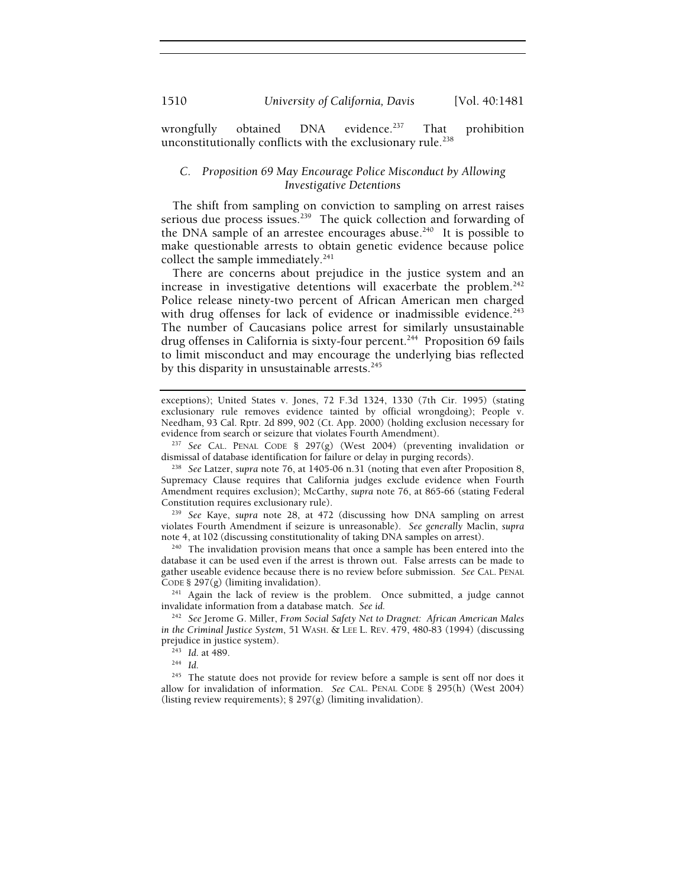wrongfully obtained DNA evidence.[237] That prohibition unconstitutionally conflicts with the exclusionary rule.[238]

### C. Proposition 69 May Encourage Police Misconduct by Allowing Investigative Detentions

The shift from sampling on conviction to sampling on arrest raises serious due process issues.[239] The quick collection and forwarding of the DNA sample of an arrestee encourages abuse.[240] It is possible to make questionable arrests to obtain genetic evidence because police collect the sample immediately.[241]

There are concerns about prejudice in the justice system and an increase in investigative detentions will exacerbate the problem.[242] Police release ninety-two percent of African American men charged with drug offenses for lack of evidence or inadmissible evidence.[243] The number of Caucasians police arrest for similarly unsustainable drug offenses in California is sixty-four percent.[244] Proposition 69 fails to limit misconduct and may encourage the underlying bias reflected by this disparity in unsustainable arrests.[245]

---

exceptions); United States v. Jones, 72 F.3d 1324, 1330 (7th Cir. 1995) (stating exclusionary rule removes evidence tainted by official wrongdoing); People v. Needham, 93 Cal. Rptr. 2d 899, 902 (Ct. App. 2000) (holding exclusion necessary for evidence from search or seizure that violates Fourth Amendment).

[237] *See* CAL. PENAL CODE § 297(g) (West 2004) (preventing invalidation or dismissal of database identification for failure or delay in purging records).

[238] *See* Latzer, *supra* note 76, at 1405-06 n.31 (noting that even after Proposition 8, Supremacy Clause requires that California judges exclude evidence when Fourth Amendment requires exclusion); McCarthy, *supra* note 76, at 865-66 (stating Federal Constitution requires exclusionary rule).

[239] *See* Kaye, *supra* note 28, at 472 (discussing how DNA sampling on arrest violates Fourth Amendment if seizure is unreasonable). *See generally* Maclin, *supra* note 4, at 102 (discussing constitutionality of taking DNA samples on arrest).

[240] The invalidation provision means that once a sample has been entered into the database it can be used even if the arrest is thrown out. False arrests can be made to gather useable evidence because there is no review before submission. *See* CAL. PENAL CODE § 297(g) (limiting invalidation).

[241] Again the lack of review is the problem. Once submitted, a judge cannot invalidate information from a database match. *See id.*

[242] *See* Jerome G. Miller, *From Social Safety Net to Dragnet: African American Males in the Criminal Justice System*, 51 WASH. & LEE L. REV. 479, 480-83 (1994) (discussing prejudice in justice system).

[243] *Id.* at 489.

[244] *Id.*

[245] The statute does not provide for review before a sample is sent off nor does it allow for invalidation of information. *See* CAL. PENAL CODE § 295(h) (West 2004) (listing review requirements); § 297(g) (limiting invalidation).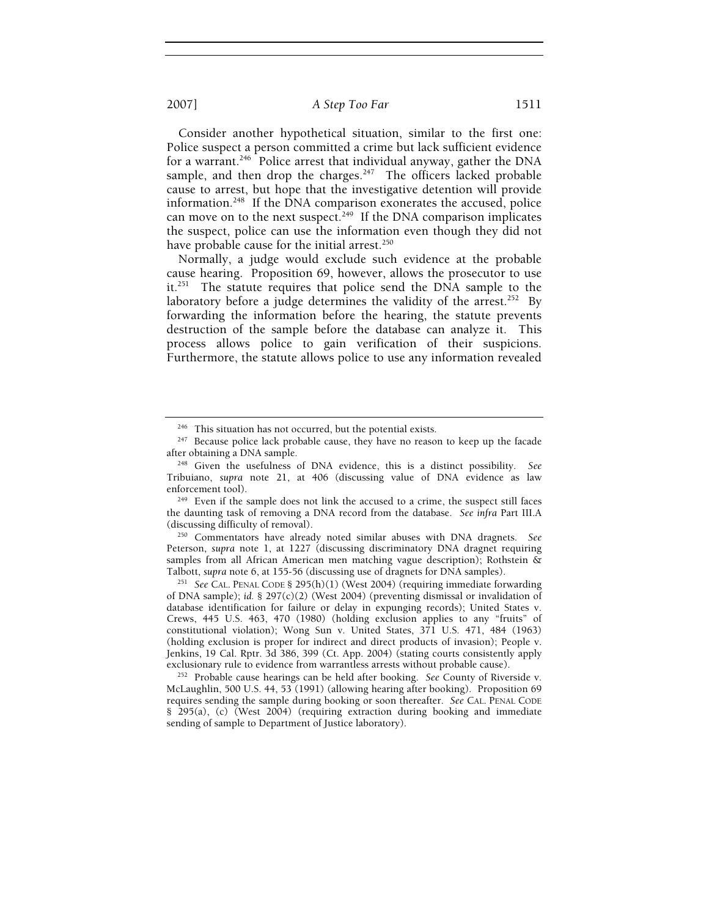Consider another hypothetical situation, similar to the first one: Police suspect a person committed a crime but lack sufficient evidence for a warrant.[246] Police arrest that individual anyway, gather the DNA sample, and then drop the charges.[247] The officers lacked probable cause to arrest, but hope that the investigative detention will provide information.[248] If the DNA comparison exonerates the accused, police can move on to the next suspect.[249] If the DNA comparison implicates the suspect, police can use the information even though they did not have probable cause for the initial arrest.[250]

Normally, a judge would exclude such evidence at the probable cause hearing. Proposition 69, however, allows the prosecutor to use it.[251] The statute requires that police send the DNA sample to the laboratory before a judge determines the validity of the arrest.[252] By forwarding the information before the hearing, the statute prevents destruction of the sample before the database can analyze it. This process allows police to gain verification of their suspicions. Furthermore, the statute allows police to use any information revealed

---

[246] This situation has not occurred, but the potential exists.

[247] Because police lack probable cause, they have no reason to keep up the facade after obtaining a DNA sample.

[248] Given the usefulness of DNA evidence, this is a distinct possibility. *See* Tribuiano, *supra* note 21, at 406 (discussing value of DNA evidence as law enforcement tool).

[249] Even if the sample does not link the accused to a crime, the suspect still faces the daunting task of removing a DNA record from the database. *See infra* Part III.A (discussing difficulty of removal).

[250] Commentators have already noted similar abuses with DNA dragnets. *See* Peterson, *supra* note 1, at 1227 (discussing discriminatory DNA dragnet requiring samples from all African American men matching vague description); Rothstein & Talbott, *supra* note 6, at 155-56 (discussing use of dragnets for DNA samples).

[251] *See* CAL. PENAL CODE § 295(h)(1) (West 2004) (requiring immediate forwarding of DNA sample); *id.* § 297(c)(2) (West 2004) (preventing dismissal or invalidation of database identification for failure or delay in expunging records); United States v. Crews, 445 U.S. 463, 470 (1980) (holding exclusion applies to any "fruits" of constitutional violation); Wong Sun v. United States, 371 U.S. 471, 484 (1963) (holding exclusion is proper for indirect and direct products of invasion); People v. Jenkins, 19 Cal. Rptr. 3d 386, 399 (Ct. App. 2004) (stating courts consistently apply exclusionary rule to evidence from warrantless arrests without probable cause).

[252] Probable cause hearings can be held after booking. *See* County of Riverside v. McLaughlin, 500 U.S. 44, 53 (1991) (allowing hearing after booking). Proposition 69 requires sending the sample during booking or soon thereafter. *See* CAL. PENAL CODE § 295(a), (c) (West 2004) (requiring extraction during booking and immediate sending of sample to Department of Justice laboratory).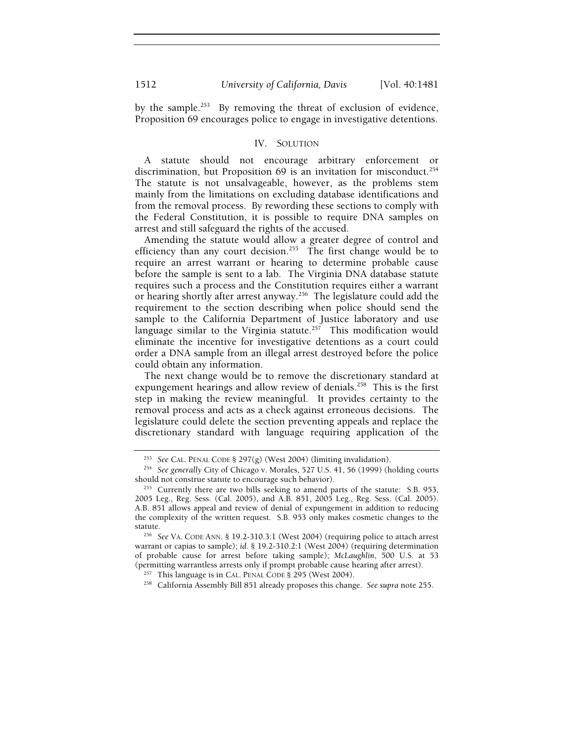by the sample.[253] By removing the threat of exclusion of evidence, Proposition 69 encourages police to engage in investigative detentions.

## IV. SOLUTION

A statute should not encourage arbitrary enforcement or discrimination, but Proposition 69 is an invitation for misconduct.[254] The statute is not unsalvageable, however, as the problems stem mainly from the limitations on excluding database identifications and from the removal process. By rewording these sections to comply with the Federal Constitution, it is possible to require DNA samples on arrest and still safeguard the rights of the accused.

Amending the statute would allow a greater degree of control and efficiency than any court decision.[255] The first change would be to require an arrest warrant or hearing to determine probable cause before the sample is sent to a lab. The Virginia DNA database statute requires such a process and the Constitution requires either a warrant or hearing shortly after arrest anyway.[256] The legislature could add the requirement to the section describing when police should send the sample to the California Department of Justice laboratory and use language similar to the Virginia statute.[257] This modification would eliminate the incentive for investigative detentions as a court could order a DNA sample from an illegal arrest destroyed before the police could obtain any information.

The next change would be to remove the discretionary standard at expungement hearings and allow review of denials.[258] This is the first step in making the review meaningful. It provides certainty to the removal process and acts as a check against erroneous decisions. The legislature could delete the section preventing appeals and replace the discretionary standard with language requiring application of the

---

[253] *See* CAL. PENAL CODE § 297(g) (West 2004) (limiting invalidation).

[254] *See generally* City of Chicago v. Morales, 527 U.S. 41, 56 (1999) (holding courts should not construe statute to encourage such behavior).

[255] Currently there are two bills seeking to amend parts of the statute: S.B. 953, 2005 Leg., Reg. Sess. (Cal. 2005), and A.B. 851, 2005 Leg., Reg. Sess. (Cal. 2005). A.B. 851 allows appeal and review of denial of expungement in addition to reducing the complexity of the written request. S.B. 953 only makes cosmetic changes to the statute.

[256] *See* VA. CODE ANN. § 19.2-310.3:1 (West 2004) (requiring police to attach arrest warrant or capias to sample); *id.* § 19.2-310.2:1 (West 2004) (requiring determination of probable cause for arrest before taking sample); *McLaughlin*, 500 U.S. at 53 (permitting warrantless arrests only if prompt probable cause hearing after arrest).

[257] This language is in CAL. PENAL CODE § 295 (West 2004).

[258] California Assembly Bill 851 already proposes this change. *See supra* note 255.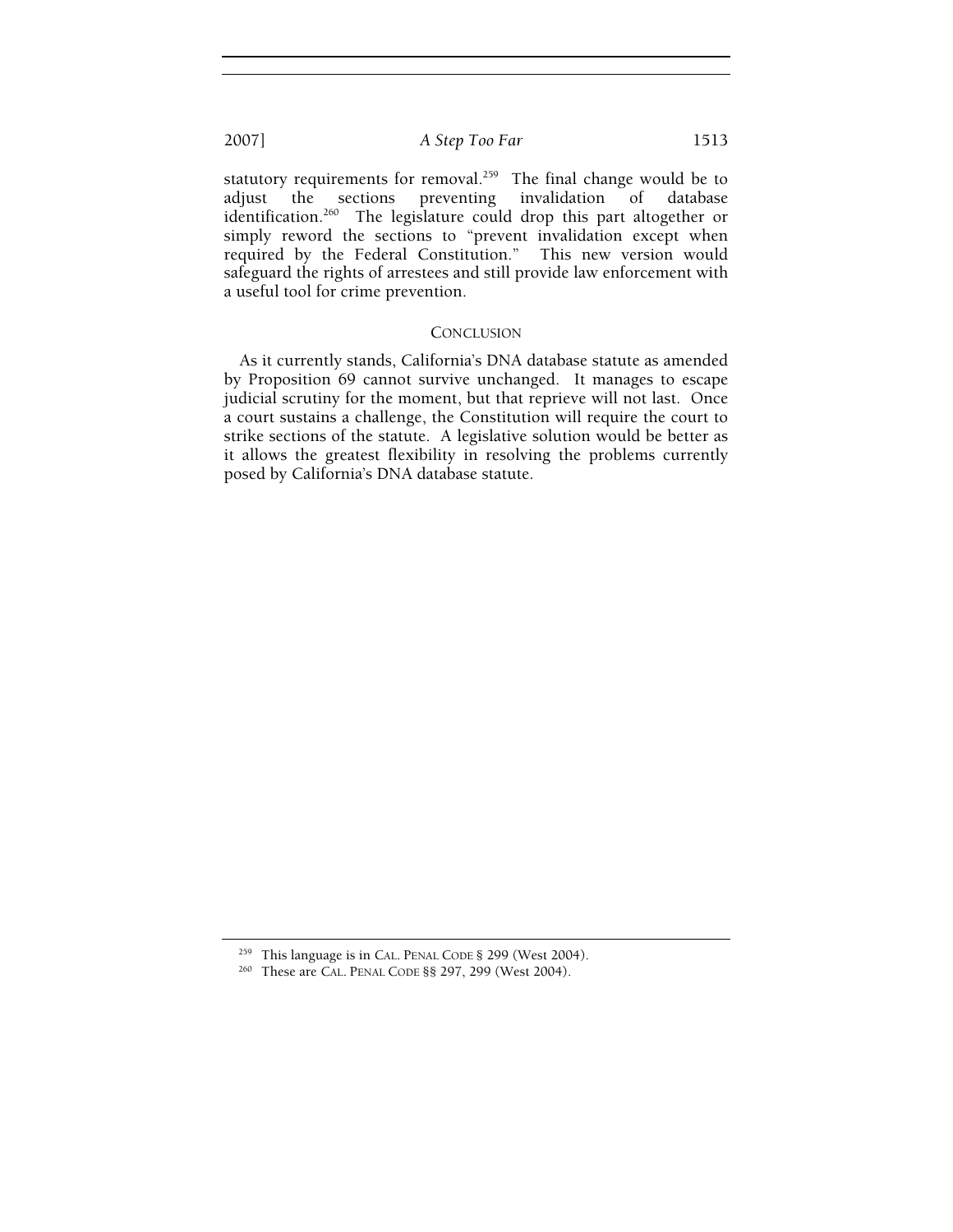statutory requirements for removal.[259] The final change would be to adjust the sections preventing invalidation of database identification.[260] The legislature could drop this part altogether or simply reword the sections to "prevent invalidation except when required by the Federal Constitution." This new version would safeguard the rights of arrestees and still provide law enforcement with a useful tool for crime prevention.

## CONCLUSION

As it currently stands, California's DNA database statute as amended by Proposition 69 cannot survive unchanged. It manages to escape judicial scrutiny for the moment, but that reprieve will not last. Once a court sustains a challenge, the Constitution will require the court to strike sections of the statute. A legislative solution would be better as it allows the greatest flexibility in resolving the problems currently posed by California's DNA database statute.

---

[259] This language is in CAL. PENAL CODE § 299 (West 2004).

[260] These are CAL. PENAL CODE §§ 297, 299 (West 2004).